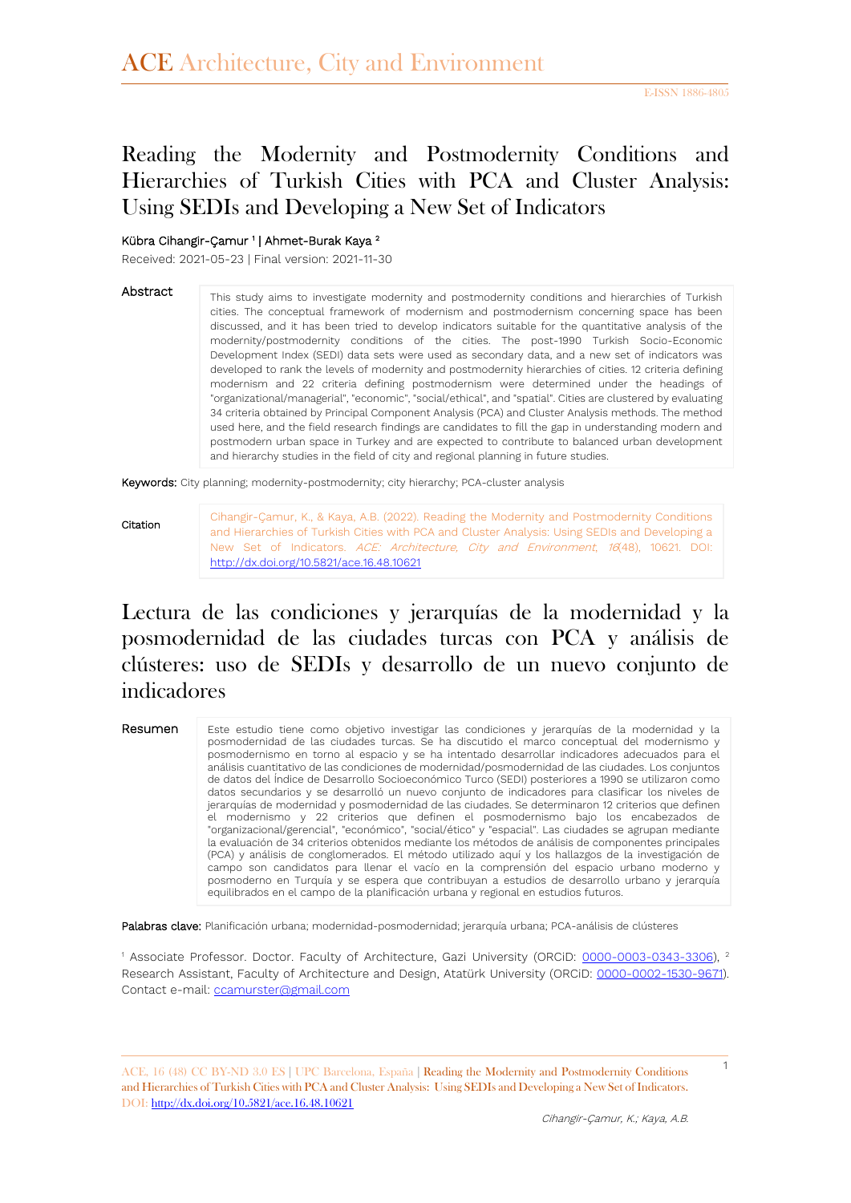# Reading the Modernity and Postmodernity Conditions and Hierarchies of Turkish Cities with PCA and Cluster Analysis: Using SEDIs and Developing a New Set of Indicators

Kübra Cihangir-Çamur [1] | Ahmet-Burak Kaya [2]

Received: 2021-05-23 | Final version: 2021-11-30

## Abstract

This study aims to investigate modernity and postmodernity conditions and hierarchies of Turkish cities. The conceptual framework of modernism and postmodernism concerning space has been discussed, and it has been tried to develop indicators suitable for the quantitative analysis of the modernity/postmodernity conditions of the cities. The post-1990 Turkish Socio-Economic Development Index (SEDI) data sets were used as secondary data, and a new set of indicators was developed to rank the levels of modernity and postmodernity hierarchies of cities. 12 criteria defining modernism and 22 criteria defining postmodernism were determined under the headings of "organizational/managerial", "economic", "social/ethical", and "spatial". Cities are clustered by evaluating 34 criteria obtained by Principal Component Analysis (PCA) and Cluster Analysis methods. The method used here, and the field research findings are candidates to fill the gap in understanding modern and postmodern urban space in Turkey and are expected to contribute to balanced urban development and hierarchy studies in the field of city and regional planning in future studies.

**Keywords:** City planning; modernity-postmodernity; city hierarchy; PCA-cluster analysis

**Citation**

Cihangir-Çamur, K., & Kaya, A.B. (2022). Reading the Modernity and Postmodernity Conditions and Hierarchies of Turkish Cities with PCA and Cluster Analysis: Using SEDIs and Developing a New Set of Indicators. *ACE: Architecture, City and Environment*, *16*(48), 10621. DOI: http://dx.doi.org/10.5821/ace.16.48.10621

# Lectura de las condiciones y jerarquías de la modernidad y la posmodernidad de las ciudades turcas con PCA y análisis de clústeres: uso de SEDIs y desarrollo de un nuevo conjunto de indicadores

## Resumen

Este estudio tiene como objetivo investigar las condiciones y jerarquías de la modernidad y la posmodernidad de las ciudades turcas. Se ha discutido el marco conceptual del modernismo y posmodernismo en torno al espacio y se ha intentado desarrollar indicadores adecuados para el análisis cuantitativo de las condiciones de modernidad/posmodernidad de las ciudades. Los conjuntos de datos del Índice de Desarrollo Socioeconómico Turco (SEDI) posteriores a 1990 se utilizaron como datos secundarios y se desarrolló un nuevo conjunto de indicadores para clasificar los niveles de jerarquías de modernidad y posmodernidad de las ciudades. Se determinaron 12 criterios que definen el modernismo y 22 criterios que definen el posmodernismo bajo los encabezados de "organizacional/gerencial", "económico", "social/ético" y "espacial". Las ciudades se agrupan mediante la evaluación de 34 criterios obtenidos mediante los métodos de análisis de componentes principales (PCA) y análisis de conglomerados. El método utilizado aquí y los hallazgos de la investigación de campo son candidatos para llenar el vacío en la comprensión del espacio urbano moderno y posmoderno en Turquía y se espera que contribuyan a estudios de desarrollo urbano y jerarquía equilibrados en el campo de la planificación urbana y regional en estudios futuros.

**Palabras clave:** Planificación urbana; modernidad-posmodernidad; jerarquía urbana; PCA-análisis de clústeres

[1] Associate Professor. Doctor. Faculty of Architecture, Gazi University (ORCiD: 0000-0003-0343-3306), [2] Research Assistant, Faculty of Architecture and Design, Atatürk University (ORCiD: 0000-0002-1530-9671). Contact e-mail: ccamurster@gmail.com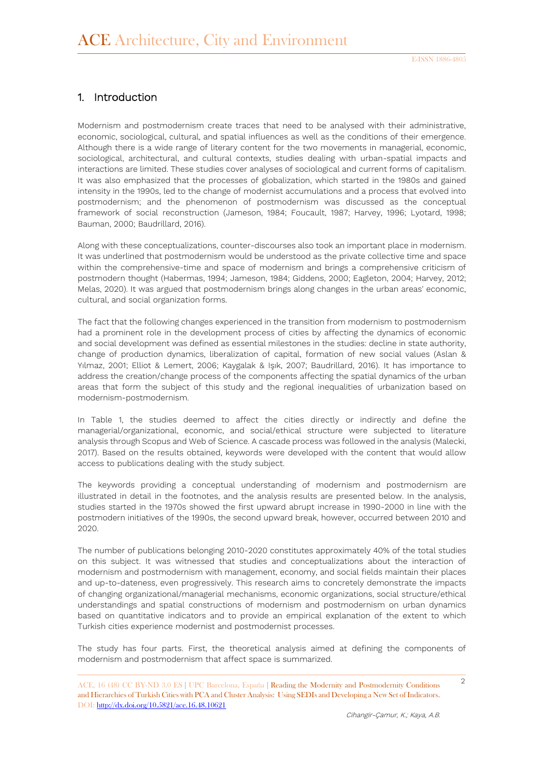## 1. Introduction

Modernism and postmodernism create traces that need to be analysed with their administrative, economic, sociological, cultural, and spatial influences as well as the conditions of their emergence. Although there is a wide range of literary content for the two movements in managerial, economic, sociological, architectural, and cultural contexts, studies dealing with urban-spatial impacts and interactions are limited. These studies cover analyses of sociological and current forms of capitalism. It was also emphasized that the processes of globalization, which started in the 1980s and gained intensity in the 1990s, led to the change of modernist accumulations and a process that evolved into postmodernism; and the phenomenon of postmodernism was discussed as the conceptual framework of social reconstruction (Jameson, 1984; Foucault, 1987; Harvey, 1996; Lyotard, 1998; Bauman, 2000; Baudrillard, 2016).

Along with these conceptualizations, counter-discourses also took an important place in modernism. It was underlined that postmodernism would be understood as the private collective time and space within the comprehensive-time and space of modernism and brings a comprehensive criticism of postmodern thought (Habermas, 1994; Jameson, 1984; Giddens, 2000; Eagleton, 2004; Harvey, 2012; Melas, 2020). It was argued that postmodernism brings along changes in the urban areas' economic, cultural, and social organization forms.

The fact that the following changes experienced in the transition from modernism to postmodernism had a prominent role in the development process of cities by affecting the dynamics of economic and social development was defined as essential milestones in the studies: decline in state authority, change of production dynamics, liberalization of capital, formation of new social values (Aslan & Yılmaz, 2001; Elliot & Lemert, 2006; Kaygalak & Işık, 2007; Baudrillard, 2016). It has importance to address the creation/change process of the components affecting the spatial dynamics of the urban areas that form the subject of this study and the regional inequalities of urbanization based on modernism-postmodernism.

In Table 1, the studies deemed to affect the cities directly or indirectly and define the managerial/organizational, economic, and social/ethical structure were subjected to literature analysis through Scopus and Web of Science. A cascade process was followed in the analysis (Malecki, 2017). Based on the results obtained, keywords were developed with the content that would allow access to publications dealing with the study subject.

The keywords providing a conceptual understanding of modernism and postmodernism are illustrated in detail in the footnotes, and the analysis results are presented below. In the analysis, studies started in the 1970s showed the first upward abrupt increase in 1990-2000 in line with the postmodern initiatives of the 1990s, the second upward break, however, occurred between 2010 and 2020.

The number of publications belonging 2010-2020 constitutes approximately 40% of the total studies on this subject. It was witnessed that studies and conceptualizations about the interaction of modernism and postmodernism with management, economy, and social fields maintain their places and up-to-dateness, even progressively. This research aims to concretely demonstrate the impacts of changing organizational/managerial mechanisms, economic organizations, social structure/ethical understandings and spatial constructions of modernism and postmodernism on urban dynamics based on quantitative indicators and to provide an empirical explanation of the extent to which Turkish cities experience modernist and postmodernist processes.

The study has four parts. First, the theoretical analysis aimed at defining the components of modernism and postmodernism that affect space is summarized.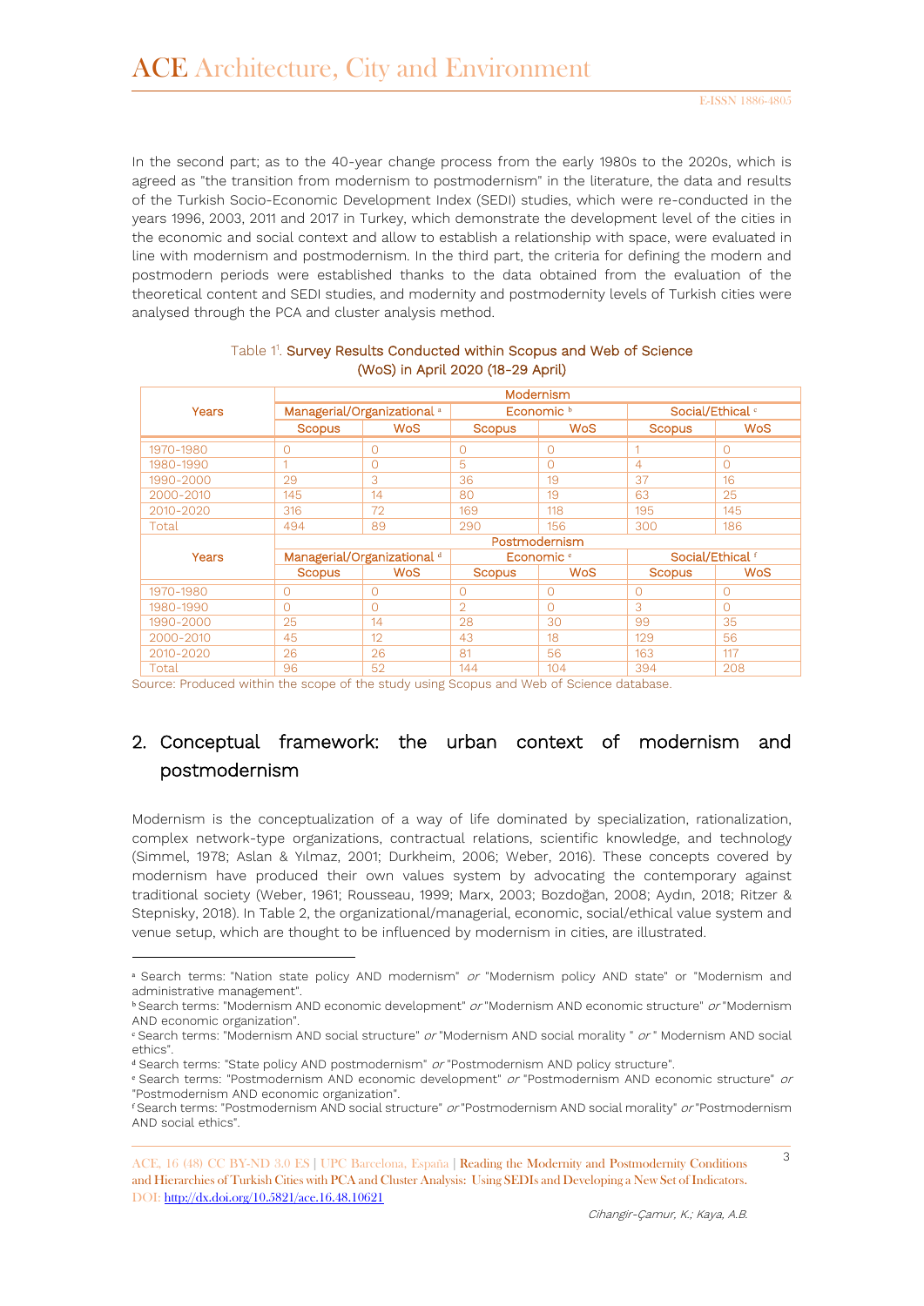In the second part; as to the 40-year change process from the early 1980s to the 2020s, which is agreed as "the transition from modernism to postmodernism" in the literature, the data and results of the Turkish Socio-Economic Development Index (SEDI) studies, which were re-conducted in the years 1996, 2003, 2011 and 2017 in Turkey, which demonstrate the development level of the cities in the economic and social context and allow to establish a relationship with space, were evaluated in line with modernism and postmodernism. In the third part, the criteria for defining the modern and postmodern periods were established thanks to the data obtained from the evaluation of the theoretical content and SEDI studies, and modernity and postmodernity levels of Turkish cities were analysed through the PCA and cluster analysis method.

Table 1[1]. Survey Results Conducted within Scopus and Web of Science (WoS) in April 2020 (18-29 April)

| Years | Modernism | | | | | |
|---|---|---|---|---|---|---|
| | Managerial/Organizational [a] | | Economic [b] | | Social/Ethical [c] | |
| | Scopus | WoS | Scopus | WoS | Scopus | WoS |
| 1970-1980 | 0 | 0 | 0 | 0 | 1 | 0 |
| 1980-1990 | 1 | 0 | 5 | 0 | 4 | 0 |
| 1990-2000 | 29 | 3 | 36 | 19 | 37 | 16 |
| 2000-2010 | 145 | 14 | 80 | 19 | 63 | 25 |
| 2010-2020 | 316 | 72 | 169 | 118 | 195 | 145 |
| Total | 494 | 89 | 290 | 156 | 300 | 186 |
| **Years** | **Postmodernism** | | | | | |
| | Managerial/Organizational [d] | | Economic [e] | | Social/Ethical [f] | |
| | Scopus | WoS | Scopus | WoS | Scopus | WoS |
| 1970-1980 | 0 | 0 | 0 | 0 | 0 | 0 |
| 1980-1990 | 0 | 0 | 2 | 0 | 3 | 0 |
| 1990-2000 | 25 | 14 | 28 | 30 | 99 | 35 |
| 2000-2010 | 45 | 12 | 43 | 18 | 129 | 56 |
| 2010-2020 | 26 | 26 | 81 | 56 | 163 | 117 |
| Total | 96 | 52 | 144 | 104 | 394 | 208 |

Source: Produced within the scope of the study using Scopus and Web of Science database.

## 2. Conceptual framework: the urban context of modernism and postmodernism

Modernism is the conceptualization of a way of life dominated by specialization, rationalization, complex network-type organizations, contractual relations, scientific knowledge, and technology (Simmel, 1978; Aslan & Yılmaz, 2001; Durkheim, 2006; Weber, 2016). These concepts covered by modernism have produced their own values system by advocating the contemporary against traditional society (Weber, 1961; Rousseau, 1999; Marx, 2003; Bozdoğan, 2008; Aydın, 2018; Ritzer & Stepnisky, 2018). In Table 2, the organizational/managerial, economic, social/ethical value system and venue setup, which are thought to be influenced by modernism in cities, are illustrated.

---

[a] Search terms: "Nation state policy AND modernism" *or* "Modernism policy AND state" or "Modernism and administrative management".

[b] Search terms: "Modernism AND economic development" *or* "Modernism AND economic structure" *or* "Modernism AND economic organization".

[c] Search terms: "Modernism AND social structure" *or* "Modernism AND social morality " *or* " Modernism AND social ethics".

[d] Search terms: "State policy AND postmodernism" *or* "Postmodernism AND policy structure".

[e] Search terms: "Postmodernism AND economic development" *or* "Postmodernism AND economic structure" *or* "Postmodernism AND economic organization".

[f] Search terms: "Postmodernism AND social structure" *or* "Postmodernism AND social morality" *or* "Postmodernism AND social ethics".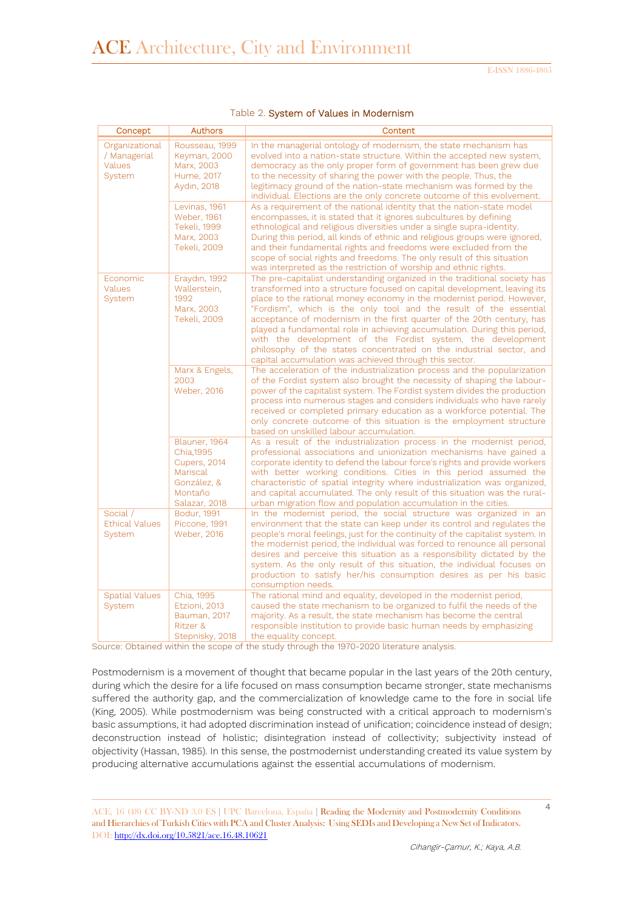Table 2. **System of Values in Modernism**

| Concept | Authors | Content |
|---|---|---|
| Organizational / Managerial Values System | Rousseau, 1999<br>Keyman, 2000<br>Marx, 2003<br>Hume, 2017<br>Aydın, 2018 | In the managerial ontology of modernism, the state mechanism has evolved into a nation-state structure. Within the accepted new system, democracy as the only proper form of government has been grew due to the necessity of sharing the power with the people. Thus, the legitimacy ground of the nation-state mechanism was formed by the individual. Elections are the only concrete outcome of this evolvement. |
| | Levinas, 1961<br>Weber, 1961<br>Tekeli, 1999<br>Marx, 2003<br>Tekeli, 2009 | As a requirement of the national identity that the nation-state model encompasses, it is stated that it ignores subcultures by defining ethnological and religious diversities under a single supra-identity. During this period, all kinds of ethnic and religious groups were ignored, and their fundamental rights and freedoms were excluded from the scope of social rights and freedoms. The only result of this situation was interpreted as the restriction of worship and ethnic rights. |
| Economic Values System | Eraydın, 1992<br>Wallerstein, 1992<br>Marx, 2003<br>Tekeli, 2009 | The pre-capitalist understanding organized in the traditional society has transformed into a structure focused on capital development, leaving its place to the rational money economy in the modernist period. However, "Fordism", which is the only tool and the result of the essential acceptance of modernism in the first quarter of the 20th century, has played a fundamental role in achieving accumulation. During this period, with the development of the Fordist system, the development philosophy of the states concentrated on the industrial sector, and capital accumulation was achieved through this sector. |
| | Marx & Engels, 2003<br>Weber, 2016 | The acceleration of the industrialization process and the popularization of the Fordist system also brought the necessity of shaping the labour-power of the capitalist system. The Fordist system divides the production process into numerous stages and considers individuals who have rarely received or completed primary education as a workforce potential. The only concrete outcome of this situation is the employment structure based on unskilled labour accumulation. |
| | Blauner, 1964<br>Chia,1995<br>Cupers, 2014<br>Mariscal González, & Montaño Salazar, 2018 | As a result of the industrialization process in the modernist period, professional associations and unionization mechanisms have gained a corporate identity to defend the labour force's rights and provide workers with better working conditions. Cities in this period assumed the characteristic of spatial integrity where industrialization was organized, and capital accumulated. The only result of this situation was the rural-urban migration flow and population accumulation in the cities. |
| Social / Ethical Values System | Bodur, 1991<br>Piccone, 1991<br>Weber, 2016 | In the modernist period, the social structure was organized in an environment that the state can keep under its control and regulates the people's moral feelings, just for the continuity of the capitalist system. In the modernist period, the individual was forced to renounce all personal desires and perceive this situation as a responsibility dictated by the system. As the only result of this situation, the individual focuses on production to satisfy her/his consumption desires as per his basic consumption needs. |
| Spatial Values System | Chia, 1995<br>Etzioni, 2013<br>Bauman, 2017<br>Ritzer & Stepnisky, 2018 | The rational mind and equality, developed in the modernist period, caused the state mechanism to be organized to fulfil the needs of the majority. As a result, the state mechanism has become the central responsible institution to provide basic human needs by emphasizing the equality concept. |

Source: Obtained within the scope of the study through the 1970-2020 literature analysis.

Postmodernism is a movement of thought that became popular in the last years of the 20th century, during which the desire for a life focused on mass consumption became stronger, state mechanisms suffered the authority gap, and the commercialization of knowledge came to the fore in social life (King, 2005). While postmodernism was being constructed with a critical approach to modernism's basic assumptions, it had adopted discrimination instead of unification; coincidence instead of design; deconstruction instead of holistic; disintegration instead of collectivity; subjectivity instead of objectivity (Hassan, 1985). In this sense, the postmodernist understanding created its value system by producing alternative accumulations against the essential accumulations of modernism.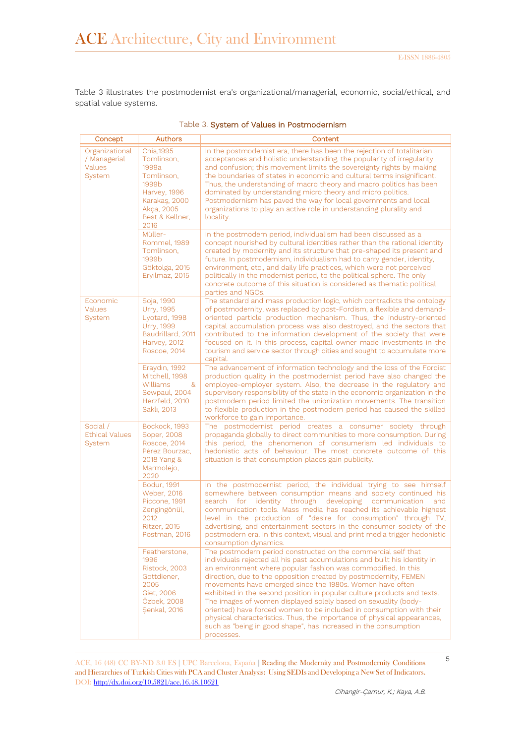Table 3 illustrates the postmodernist era's organizational/managerial, economic, social/ethical, and spatial value systems.

Table 3. System of Values in Postmodernism

| Concept | Authors | Content |
|---|---|---|
| Organizational / Managerial Values System | Chia,1995<br>Tomlinson, 1999a<br>Tomlinson, 1999b<br>Harvey, 1996<br>Karakaş, 2000<br>Akça, 2005<br>Best & Kellner, 2016 | In the postmodernist era, there has been the rejection of totalitarian acceptances and holistic understanding, the popularity of irregularity and confusion; this movement limits the sovereignty rights by making the boundaries of states in economic and cultural terms insignificant. Thus, the understanding of macro theory and macro politics has been dominated by understanding micro theory and micro politics. Postmodernism has paved the way for local governments and local organizations to play an active role in understanding plurality and locality. |
| | Müller-Rommel, 1989<br>Tomlinson, 1999b<br>Göktolga, 2015<br>Eryılmaz, 2015 | In the postmodern period, individualism had been discussed as a concept nourished by cultural identities rather than the rational identity created by modernity and its structure that pre-shaped its present and future. In postmodernism, individualism had to carry gender, identity, environment, etc., and daily life practices, which were not perceived politically in the modernist period, to the political sphere. The only concrete outcome of this situation is considered as thematic political parties and NGOs. |
| Economic Values System | Soja, 1990<br>Urry, 1995<br>Lyotard, 1998<br>Urry, 1999<br>Baudrillard, 2011<br>Harvey, 2012<br>Roscoe, 2014 | The standard and mass production logic, which contradicts the ontology of postmodernity, was replaced by post-Fordism, a flexible and demand-oriented particle production mechanism. Thus, the industry-oriented capital accumulation process was also destroyed, and the sectors that contributed to the information development of the society that were focused on it. In this process, capital owner made investments in the tourism and service sector through cities and sought to accumulate more capital. |
| | Eraydın, 1992<br>Mitchell, 1998<br>Williams & Sewpaul, 2004<br>Herzfeld, 2010<br>Saklı, 2013 | The advancement of information technology and the loss of the Fordist production quality in the postmodernist period have also changed the employee-employer system. Also, the decrease in the regulatory and supervisory responsibility of the state in the economic organization in the postmodern period limited the unionization movements. The transition to flexible production in the postmodern period has caused the skilled workforce to gain importance. |
| Social / Ethical Values System | Bockock, 1993<br>Soper, 2008<br>Roscoe, 2014<br>Pérez Bourzac, 2018 Yang & Marmolejo, 2020 | The postmodernist period creates a consumer society through propaganda globally to direct communities to more consumption. During this period, the phenomenon of consumerism led individuals to hedonistic acts of behaviour. The most concrete outcome of this situation is that consumption places gain publicity. |
| | Bodur, 1991<br>Weber, 2016<br>Piccone, 1991<br>Zengingönül, 2012<br>Ritzer, 2015<br>Postman, 2016 | In the postmodernist period, the individual trying to see himself somewhere between consumption means and society continued his search for identity through developing communication and communication tools. Mass media has reached its achievable highest level in the production of "desire for consumption" through TV, advertising, and entertainment sectors in the consumer society of the postmodern era. In this context, visual and print media trigger hedonistic consumption dynamics. |
| | Featherstone, 1996<br>Ristock, 2003<br>Gottdiener, 2005<br>Giet, 2006<br>Özbek, 2008<br>Şenkal, 2016 | The postmodern period constructed on the commercial self that individuals rejected all his past accumulations and built his identity in an environment where popular fashion was commodified. In this direction, due to the opposition created by postmodernity, FEMEN movements have emerged since the 1980s. Women have often exhibited in the second position in popular culture products and texts. The images of women displayed solely based on sexuality (body-oriented) have forced women to be included in consumption with their physical characteristics. Thus, the importance of physical appearances, such as "being in good shape", has increased in the consumption processes. |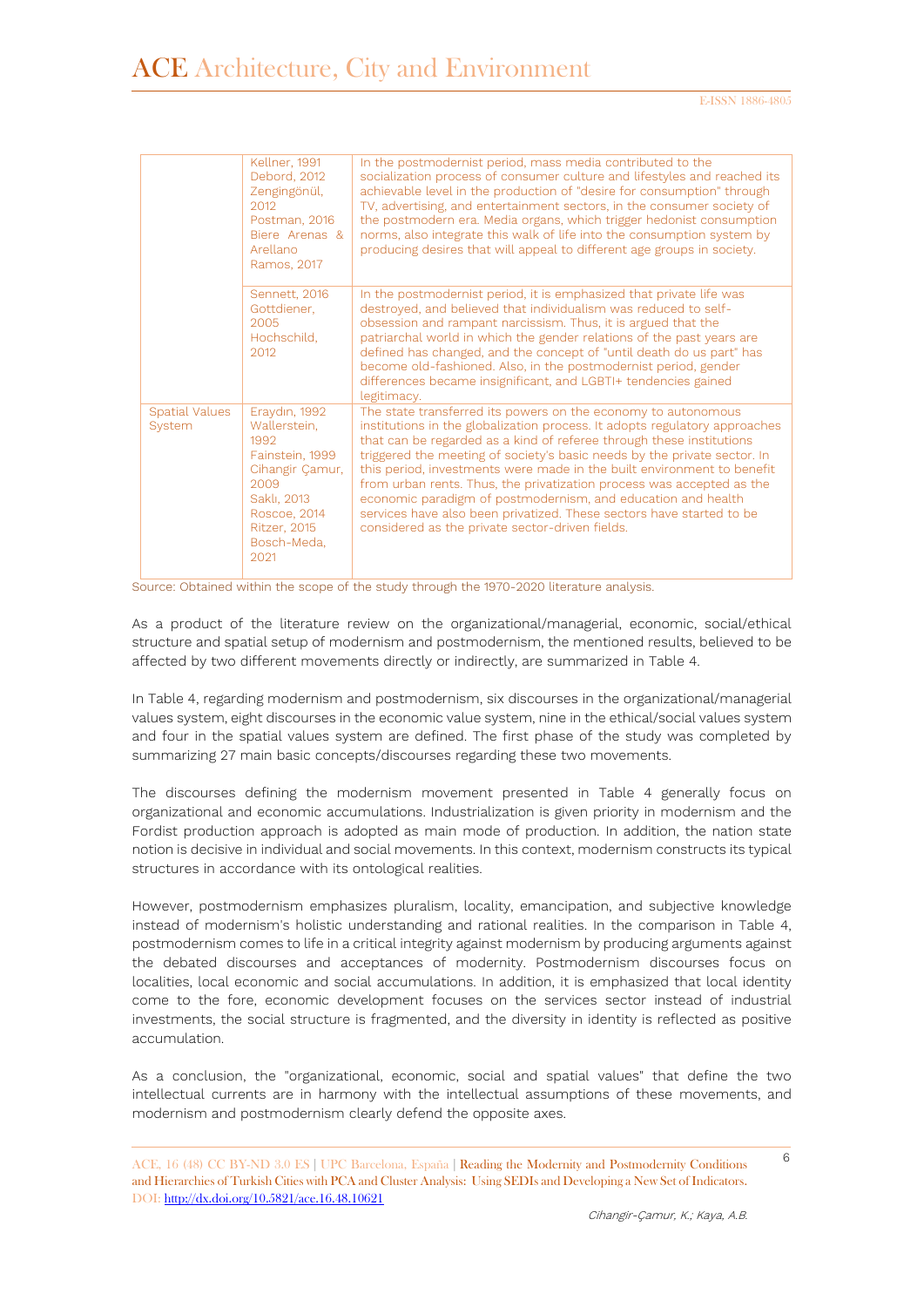| | | |
|---|---|---|
| | Kellner, 1991<br>Debord, 2012<br>Zengingönül, 2012<br>Postman, 2016<br>Biere Arenas & Arellano Ramos, 2017 | In the postmodernist period, mass media contributed to the socialization process of consumer culture and lifestyles and reached its achievable level in the production of "desire for consumption" through TV, advertising, and entertainment sectors, in the consumer society of the postmodern era. Media organs, which trigger hedonist consumption norms, also integrate this walk of life into the consumption system by producing desires that will appeal to different age groups in society. |
| | Sennett, 2016<br>Gottdiener, 2005<br>Hochschild, 2012 | In the postmodernist period, it is emphasized that private life was destroyed, and believed that individualism was reduced to self-obsession and rampant narcissism. Thus, it is argued that the patriarchal world in which the gender relations of the past years are defined has changed, and the concept of "until death do us part" has become old-fashioned. Also, in the postmodernist period, gender differences became insignificant, and LGBTI+ tendencies gained legitimacy. |
| Spatial Values System | Eraydın, 1992<br>Wallerstein, 1992<br>Fainstein, 1999<br>Cihangir Çamur, 2009<br>Saklı, 2013<br>Roscoe, 2014<br>Ritzer, 2015<br>Bosch-Meda, 2021 | The state transferred its powers on the economy to autonomous institutions in the globalization process. It adopts regulatory approaches that can be regarded as a kind of referee through these institutions triggered the meeting of society's basic needs by the private sector. In this period, investments were made in the built environment to benefit from urban rents. Thus, the privatization process was accepted as the economic paradigm of postmodernism, and education and health services have also been privatized. These sectors have started to be considered as the private sector-driven fields. |

Source: Obtained within the scope of the study through the 1970-2020 literature analysis.

As a product of the literature review on the organizational/managerial, economic, social/ethical structure and spatial setup of modernism and postmodernism, the mentioned results, believed to be affected by two different movements directly or indirectly, are summarized in Table 4.

In Table 4, regarding modernism and postmodernism, six discourses in the organizational/managerial values system, eight discourses in the economic value system, nine in the ethical/social values system and four in the spatial values system are defined. The first phase of the study was completed by summarizing 27 main basic concepts/discourses regarding these two movements.

The discourses defining the modernism movement presented in Table 4 generally focus on organizational and economic accumulations. Industrialization is given priority in modernism and the Fordist production approach is adopted as main mode of production. In addition, the nation state notion is decisive in individual and social movements. In this context, modernism constructs its typical structures in accordance with its ontological realities.

However, postmodernism emphasizes pluralism, locality, emancipation, and subjective knowledge instead of modernism's holistic understanding and rational realities. In the comparison in Table 4, postmodernism comes to life in a critical integrity against modernism by producing arguments against the debated discourses and acceptances of modernity. Postmodernism discourses focus on localities, local economic and social accumulations. In addition, it is emphasized that local identity come to the fore, economic development focuses on the services sector instead of industrial investments, the social structure is fragmented, and the diversity in identity is reflected as positive accumulation.

As a conclusion, the "organizational, economic, social and spatial values" that define the two intellectual currents are in harmony with the intellectual assumptions of these movements, and modernism and postmodernism clearly defend the opposite axes.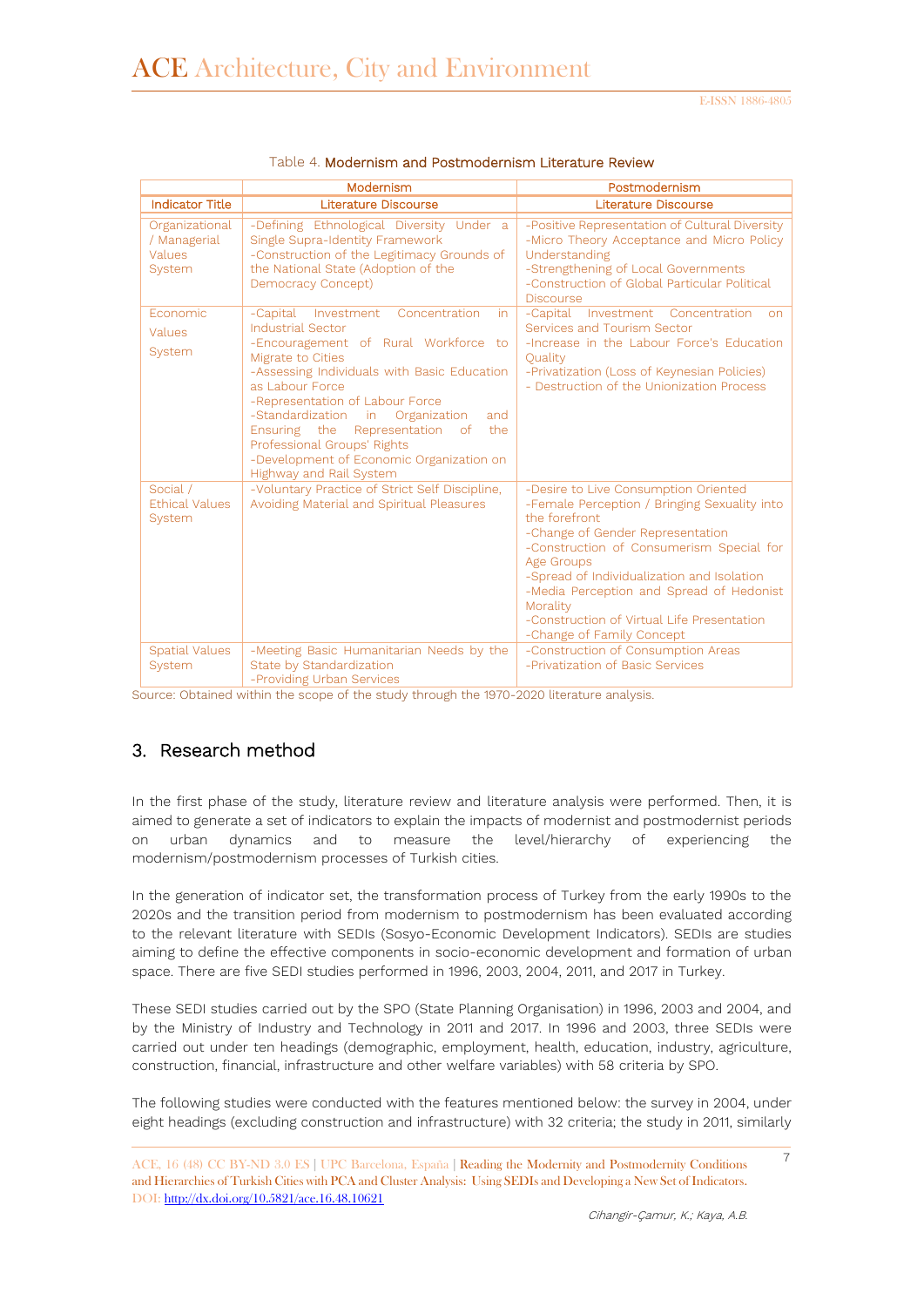Table 4. **Modernism and Postmodernism Literature Review**

| | Modernism | Postmodernism |
|---|---|---|
| **Indicator Title** | **Literature Discourse** | **Literature Discourse** |
| Organizational / Managerial Values System | -Defining Ethnological Diversity Under a Single Supra-Identity Framework<br>-Construction of the Legitimacy Grounds of the National State (Adoption of the Democracy Concept) | -Positive Representation of Cultural Diversity<br>-Micro Theory Acceptance and Micro Policy Understanding<br>-Strengthening of Local Governments<br>-Construction of Global Particular Political Discourse |
| Economic Values System | -Capital Investment Concentration in Industrial Sector<br>-Encouragement of Rural Workforce to Migrate to Cities<br>-Assessing Individuals with Basic Education as Labour Force<br>-Representation of Labour Force<br>-Standardization in Organization and Ensuring the Representation of the Professional Groups' Rights<br>-Development of Economic Organization on Highway and Rail System | -Capital Investment Concentration on Services and Tourism Sector<br>-Increase in the Labour Force's Education Quality<br>-Privatization (Loss of Keynesian Policies)<br>- Destruction of the Unionization Process |
| Social / Ethical Values System | -Voluntary Practice of Strict Self Discipline, Avoiding Material and Spiritual Pleasures | -Desire to Live Consumption Oriented<br>-Female Perception / Bringing Sexuality into the forefront<br>-Change of Gender Representation<br>-Construction of Consumerism Special for Age Groups<br>-Spread of Individualization and Isolation<br>-Media Perception and Spread of Hedonist Morality<br>-Construction of Virtual Life Presentation<br>-Change of Family Concept |
| Spatial Values System | -Meeting Basic Humanitarian Needs by the State by Standardization<br>-Providing Urban Services | -Construction of Consumption Areas<br>-Privatization of Basic Services |

Source: Obtained within the scope of the study through the 1970-2020 literature analysis.

## 3. Research method

In the first phase of the study, literature review and literature analysis were performed. Then, it is aimed to generate a set of indicators to explain the impacts of modernist and postmodernist periods on urban dynamics and to measure the level/hierarchy of experiencing the modernism/postmodernism processes of Turkish cities.

In the generation of indicator set, the transformation process of Turkey from the early 1990s to the 2020s and the transition period from modernism to postmodernism has been evaluated according to the relevant literature with SEDIs (Sosyo-Economic Development Indicators). SEDIs are studies aiming to define the effective components in socio-economic development and formation of urban space. There are five SEDI studies performed in 1996, 2003, 2004, 2011, and 2017 in Turkey.

These SEDI studies carried out by the SPO (State Planning Organisation) in 1996, 2003 and 2004, and by the Ministry of Industry and Technology in 2011 and 2017. In 1996 and 2003, three SEDIs were carried out under ten headings (demographic, employment, health, education, industry, agriculture, construction, financial, infrastructure and other welfare variables) with 58 criteria by SPO.

The following studies were conducted with the features mentioned below: the survey in 2004, under eight headings (excluding construction and infrastructure) with 32 criteria; the study in 2011, similarly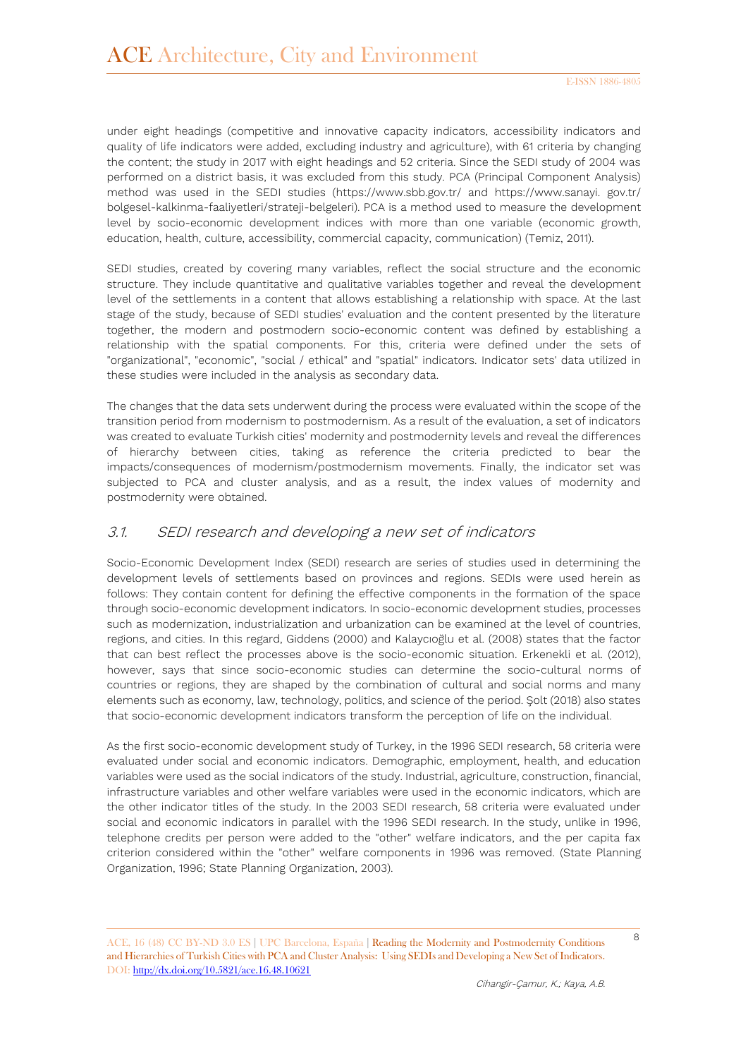under eight headings (competitive and innovative capacity indicators, accessibility indicators and quality of life indicators were added, excluding industry and agriculture), with 61 criteria by changing the content; the study in 2017 with eight headings and 52 criteria. Since the SEDI study of 2004 was performed on a district basis, it was excluded from this study. PCA (Principal Component Analysis) method was used in the SEDI studies (https://www.sbb.gov.tr/ and https://www.sanayi. gov.tr/ bolgesel-kalkinma-faaliyetleri/strateji-belgeleri). PCA is a method used to measure the development level by socio-economic development indices with more than one variable (economic growth, education, health, culture, accessibility, commercial capacity, communication) (Temiz, 2011).

SEDI studies, created by covering many variables, reflect the social structure and the economic structure. They include quantitative and qualitative variables together and reveal the development level of the settlements in a content that allows establishing a relationship with space. At the last stage of the study, because of SEDI studies' evaluation and the content presented by the literature together, the modern and postmodern socio-economic content was defined by establishing a relationship with the spatial components. For this, criteria were defined under the sets of "organizational", "economic", "social / ethical" and "spatial" indicators. Indicator sets' data utilized in these studies were included in the analysis as secondary data.

The changes that the data sets underwent during the process were evaluated within the scope of the transition period from modernism to postmodernism. As a result of the evaluation, a set of indicators was created to evaluate Turkish cities' modernity and postmodernity levels and reveal the differences of hierarchy between cities, taking as reference the criteria predicted to bear the impacts/consequences of modernism/postmodernism movements. Finally, the indicator set was subjected to PCA and cluster analysis, and as a result, the index values of modernity and postmodernity were obtained.

## 3.1. SEDI research and developing a new set of indicators

Socio-Economic Development Index (SEDI) research are series of studies used in determining the development levels of settlements based on provinces and regions. SEDIs were used herein as follows: They contain content for defining the effective components in the formation of the space through socio-economic development indicators. In socio-economic development studies, processes such as modernization, industrialization and urbanization can be examined at the level of countries, regions, and cities. In this regard, Giddens (2000) and Kalaycıoğlu et al. (2008) states that the factor that can best reflect the processes above is the socio-economic situation. Erkenekli et al. (2012), however, says that since socio-economic studies can determine the socio-cultural norms of countries or regions, they are shaped by the combination of cultural and social norms and many elements such as economy, law, technology, politics, and science of the period. Şolt (2018) also states that socio-economic development indicators transform the perception of life on the individual.

As the first socio-economic development study of Turkey, in the 1996 SEDI research, 58 criteria were evaluated under social and economic indicators. Demographic, employment, health, and education variables were used as the social indicators of the study. Industrial, agriculture, construction, financial, infrastructure variables and other welfare variables were used in the economic indicators, which are the other indicator titles of the study. In the 2003 SEDI research, 58 criteria were evaluated under social and economic indicators in parallel with the 1996 SEDI research. In the study, unlike in 1996, telephone credits per person were added to the "other" welfare indicators, and the per capita fax criterion considered within the "other" welfare components in 1996 was removed. (State Planning Organization, 1996; State Planning Organization, 2003).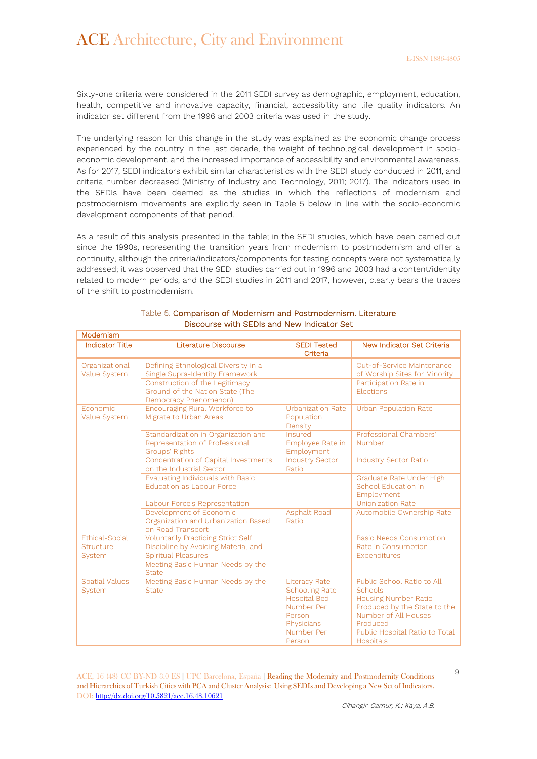Sixty-one criteria were considered in the 2011 SEDI survey as demographic, employment, education, health, competitive and innovative capacity, financial, accessibility and life quality indicators. An indicator set different from the 1996 and 2003 criteria was used in the study.

The underlying reason for this change in the study was explained as the economic change process experienced by the country in the last decade, the weight of technological development in socio-economic development, and the increased importance of accessibility and environmental awareness. As for 2017, SEDI indicators exhibit similar characteristics with the SEDI study conducted in 2011, and criteria number decreased (Ministry of Industry and Technology, 2011; 2017). The indicators used in the SEDIs have been deemed as the studies in which the reflections of modernism and postmodernism movements are explicitly seen in Table 5 below in line with the socio-economic development components of that period.

As a result of this analysis presented in the table; in the SEDI studies, which have been carried out since the 1990s, representing the transition years from modernism to postmodernism and offer a continuity, although the criteria/indicators/components for testing concepts were not systematically addressed; it was observed that the SEDI studies carried out in 1996 and 2003 had a content/identity related to modern periods, and the SEDI studies in 2011 and 2017, however, clearly bears the traces of the shift to postmodernism.

Table 5. Comparison of Modernism and Postmodernism. Literature Discourse with SEDIs and New Indicator Set

| Modernism | | | |
|---|---|---|---|
| Indicator Title | Literature Discourse | SEDI Tested Criteria | New Indicator Set Criteria |
| Organizational Value System | Defining Ethnological Diversity in a Single Supra-Identity Framework | | Out-of-Service Maintenance of Worship Sites for Minority |
| | Construction of the Legitimacy Ground of the Nation State (The Democracy Phenomenon) | | Participation Rate in Elections |
| Economic Value System | Encouraging Rural Workforce to Migrate to Urban Areas | Urbanization Rate Population Density | Urban Population Rate |
| | Standardization in Organization and Representation of Professional Groups' Rights | Insured Employee Rate in Employment | Professional Chambers' Number |
| | Concentration of Capital Investments on the Industrial Sector | Industry Sector Ratio | Industry Sector Ratio |
| | Evaluating Individuals with Basic Education as Labour Force | | Graduate Rate Under High School Education in Employment |
| | Labour Force's Representation | | Unionization Rate |
| | Development of Economic Organization and Urbanization Based on Road Transport | Asphalt Road Ratio | Automobile Ownership Rate |
| Ethical-Social Structure System | Voluntarily Practicing Strict Self Discipline by Avoiding Material and Spiritual Pleasures | | Basic Needs Consumption Rate in Consumption Expenditures |
| | Meeting Basic Human Needs by the State | | |
| Spatial Values System | Meeting Basic Human Needs by the State | Literacy Rate Schooling Rate Hospital Bed Number Per Person Physicians Number Per Person | Public School Ratio to All Schools Housing Number Ratio Produced by the State to the Number of All Houses Produced Public Hospital Ratio to Total Hospitals |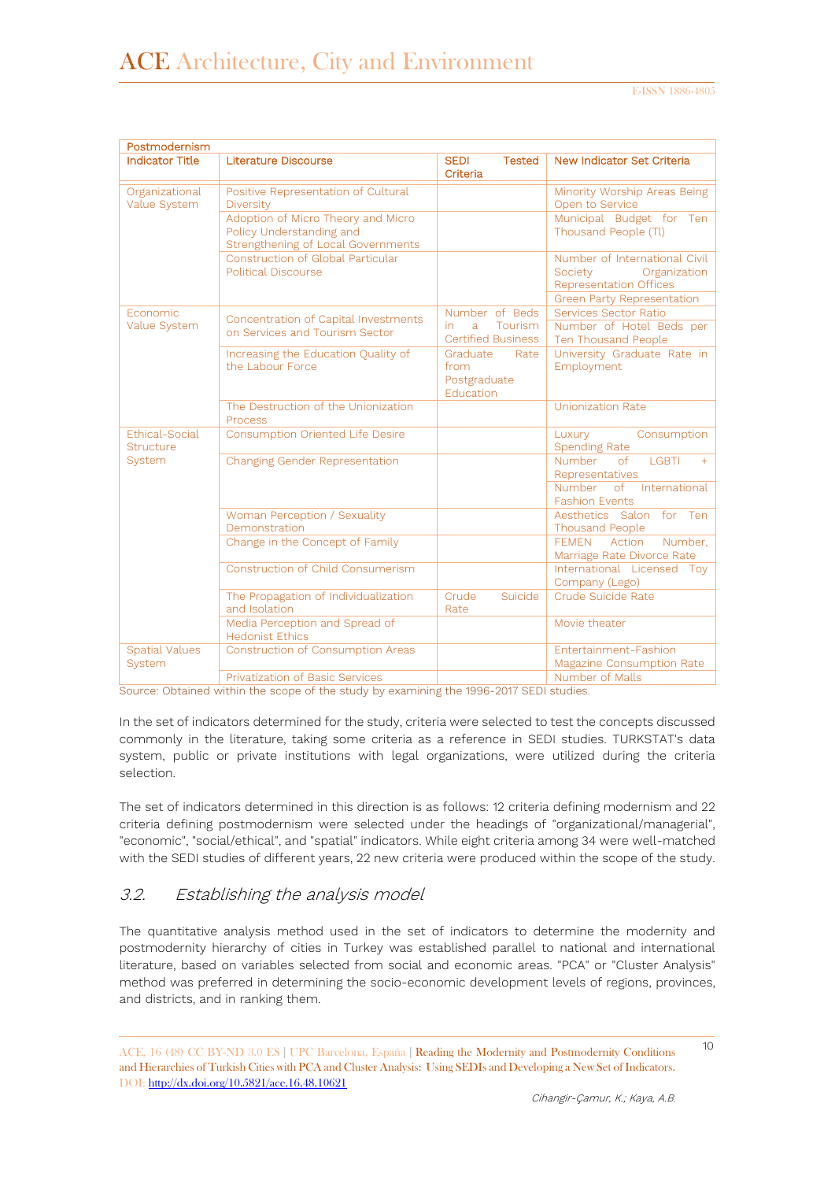| Postmodernism | | | |
|---|---|---|---|
| Indicator Title | Literature Discourse | SEDI Tested Criteria | New Indicator Set Criteria |
| Organizational Value System | Positive Representation of Cultural Diversity | | Minority Worship Areas Being Open to Service |
| | Adoption of Micro Theory and Micro Policy Understanding and Strengthening of Local Governments | | Municipal Budget for Ten Thousand People (Tl) |
| | Construction of Global Particular Political Discourse | | Number of International Civil Society Organization Representation Offices |
| | | | Green Party Representation |
| Economic Value System | Concentration of Capital Investments on Services and Tourism Sector | Number of Beds in a Tourism Certified Business | Services Sector Ratio |
| | | | Number of Hotel Beds per Ten Thousand People |
| | Increasing the Education Quality of the Labour Force | Graduate Rate from Postgraduate Education | University Graduate Rate in Employment |
| | The Destruction of the Unionization Process | | Unionization Rate |
| Ethical-Social Structure System | Consumption Oriented Life Desire | | Luxury Consumption Spending Rate |
| | Changing Gender Representation | | Number of LGBTI + Representatives |
| | | | Number of International Fashion Events |
| | Woman Perception / Sexuality Demonstration | | Aesthetics Salon for Ten Thousand People |
| | Change in the Concept of Family | | FEMEN Action Number, Marriage Rate Divorce Rate |
| | Construction of Child Consumerism | | International Licensed Toy Company (Lego) |
| | The Propagation of Individualization and Isolation | Crude Suicide Rate | Crude Suicide Rate |
| | Media Perception and Spread of Hedonist Ethics | | Movie theater |
| Spatial Values System | Construction of Consumption Areas | | Entertainment-Fashion Magazine Consumption Rate |
| | Privatization of Basic Services | | Number of Malls |

Source: Obtained within the scope of the study by examining the 1996-2017 SEDI studies.

In the set of indicators determined for the study, criteria were selected to test the concepts discussed commonly in the literature, taking some criteria as a reference in SEDI studies. TURKSTAT's data system, public or private institutions with legal organizations, were utilized during the criteria selection.

The set of indicators determined in this direction is as follows: 12 criteria defining modernism and 22 criteria defining postmodernism were selected under the headings of "organizational/managerial", "economic", "social/ethical", and "spatial" indicators. While eight criteria among 34 were well-matched with the SEDI studies of different years, 22 new criteria were produced within the scope of the study.

## 3.2. *Establishing the analysis model*

The quantitative analysis method used in the set of indicators to determine the modernity and postmodernity hierarchy of cities in Turkey was established parallel to national and international literature, based on variables selected from social and economic areas. "PCA" or "Cluster Analysis" method was preferred in determining the socio-economic development levels of regions, provinces, and districts, and in ranking them.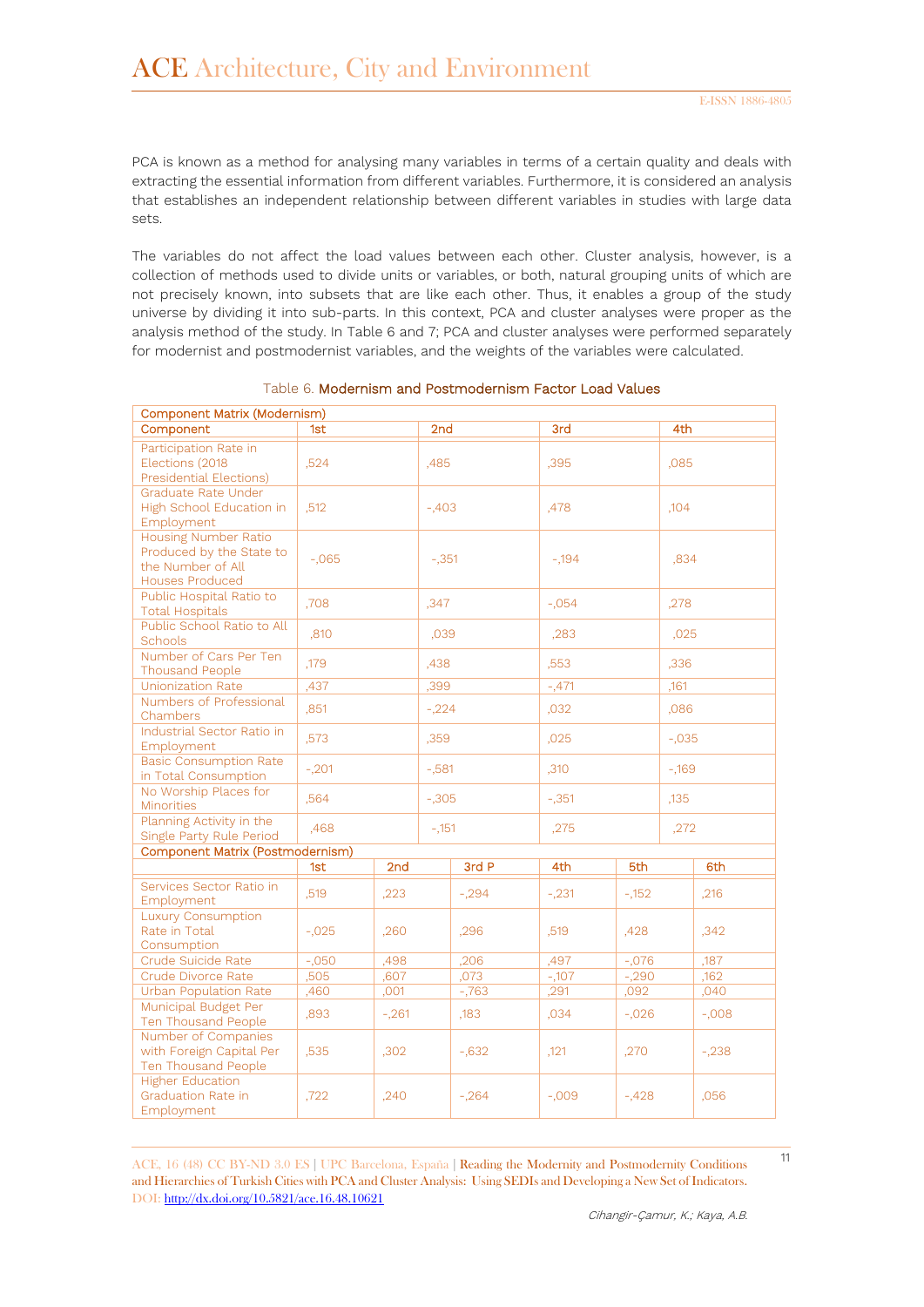PCA is known as a method for analysing many variables in terms of a certain quality and deals with extracting the essential information from different variables. Furthermore, it is considered an analysis that establishes an independent relationship between different variables in studies with large data sets.

The variables do not affect the load values between each other. Cluster analysis, however, is a collection of methods used to divide units or variables, or both, natural grouping units of which are not precisely known, into subsets that are like each other. Thus, it enables a group of the study universe by dividing it into sub-parts. In this context, PCA and cluster analyses were proper as the analysis method of the study. In Table 6 and 7; PCA and cluster analyses were performed separately for modernist and postmodernist variables, and the weights of the variables were calculated.

Table 6. **Modernism and Postmodernism Factor Load Values**

| Component Matrix (Modernism) | | | | |
|---|---|---|---|---|
| Component | 1st | 2nd | 3rd | 4th |
| Participation Rate in Elections (2018 Presidential Elections) | ,524 | ,485 | ,395 | ,085 |
| Graduate Rate Under High School Education in Employment | ,512 | -,403 | ,478 | ,104 |
| Housing Number Ratio Produced by the State to the Number of All Houses Produced | -,065 | -,351 | -,194 | ,834 |
| Public Hospital Ratio to Total Hospitals | ,708 | ,347 | -,054 | ,278 |
| Public School Ratio to All Schools | ,810 | ,039 | ,283 | ,025 |
| Number of Cars Per Ten Thousand People | ,179 | ,438 | ,553 | ,336 |
| Unionization Rate | ,437 | ,399 | -,471 | ,161 |
| Numbers of Professional Chambers | ,851 | -,224 | ,032 | ,086 |
| Industrial Sector Ratio in Employment | ,573 | ,359 | ,025 | -,035 |
| Basic Consumption Rate in Total Consumption | -,201 | -,581 | ,310 | -,169 |
| No Worship Places for Minorities | ,564 | -,305 | -,351 | ,135 |
| Planning Activity in the Single Party Rule Period | ,468 | -,151 | ,275 | ,272 |

| Component Matrix (Postmodernism) | | | | | | |
|---|---|---|---|---|---|---|
| | 1st | 2nd | 3rd P | 4th | 5th | 6th |
| Services Sector Ratio in Employment | ,519 | ,223 | -,294 | -,231 | -,152 | ,216 |
| Luxury Consumption Rate in Total Consumption | -,025 | ,260 | ,296 | ,519 | ,428 | ,342 |
| Crude Suicide Rate | -,050 | ,498 | ,206 | ,497 | -,076 | ,187 |
| Crude Divorce Rate | ,505 | ,607 | ,073 | -,107 | -,290 | ,162 |
| Urban Population Rate | ,460 | ,001 | -,763 | ,291 | ,092 | ,040 |
| Municipal Budget Per Ten Thousand People | ,893 | -,261 | ,183 | ,034 | -,026 | -,008 |
| Number of Companies with Foreign Capital Per Ten Thousand People | ,535 | ,302 | -,632 | ,121 | ,270 | -,238 |
| Higher Education Graduation Rate in Employment | ,722 | ,240 | -,264 | -,009 | -,428 | ,056 |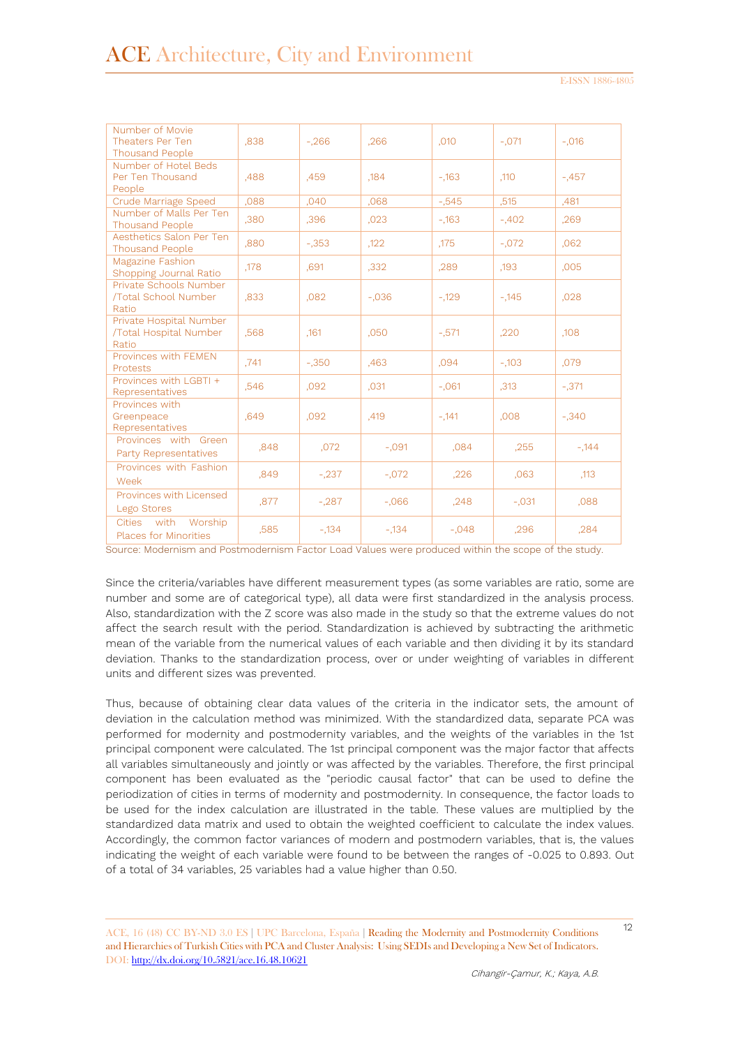| Number of Movie Theaters Per Ten Thousand People | ,838 | -,266 | ,266 | ,010 | -,071 | -,016 |
|---|---|---|---|---|---|---|
| Number of Hotel Beds Per Ten Thousand People | ,488 | ,459 | ,184 | -,163 | ,110 | -,457 |
| Crude Marriage Speed | ,088 | ,040 | ,068 | -,545 | ,515 | ,481 |
| Number of Malls Per Ten Thousand People | ,380 | ,396 | ,023 | -,163 | -,402 | ,269 |
| Aesthetics Salon Per Ten Thousand People | ,880 | -,353 | ,122 | ,175 | -,072 | ,062 |
| Magazine Fashion Shopping Journal Ratio | ,178 | ,691 | ,332 | ,289 | ,193 | ,005 |
| Private Schools Number /Total School Number Ratio | ,833 | ,082 | -,036 | -,129 | -,145 | ,028 |
| Private Hospital Number /Total Hospital Number Ratio | ,568 | ,161 | ,050 | -,571 | ,220 | ,108 |
| Provinces with FEMEN Protests | ,741 | -,350 | ,463 | ,094 | -,103 | ,079 |
| Provinces with LGBTI + Representatives | ,546 | ,092 | ,031 | -,061 | ,313 | -,371 |
| Provinces with Greenpeace Representatives | ,649 | ,092 | ,419 | -,141 | ,008 | -,340 |
| Provinces with Green Party Representatives | ,848 | ,072 | -,091 | ,084 | ,255 | -,144 |
| Provinces with Fashion Week | ,849 | -,237 | -,072 | ,226 | ,063 | ,113 |
| Provinces with Licensed Lego Stores | ,877 | -,287 | -,066 | ,248 | -,031 | ,088 |
| Cities with Worship Places for Minorities | ,585 | -,134 | -,134 | -,048 | ,296 | ,284 |

Source: Modernism and Postmodernism Factor Load Values were produced within the scope of the study.

Since the criteria/variables have different measurement types (as some variables are ratio, some are number and some are of categorical type), all data were first standardized in the analysis process. Also, standardization with the Z score was also made in the study so that the extreme values do not affect the search result with the period. Standardization is achieved by subtracting the arithmetic mean of the variable from the numerical values of each variable and then dividing it by its standard deviation. Thanks to the standardization process, over or under weighting of variables in different units and different sizes was prevented.

Thus, because of obtaining clear data values of the criteria in the indicator sets, the amount of deviation in the calculation method was minimized. With the standardized data, separate PCA was performed for modernity and postmodernity variables, and the weights of the variables in the 1st principal component were calculated. The 1st principal component was the major factor that affects all variables simultaneously and jointly or was affected by the variables. Therefore, the first principal component has been evaluated as the "periodic causal factor" that can be used to define the periodization of cities in terms of modernity and postmodernity. In consequence, the factor loads to be used for the index calculation are illustrated in the table. These values are multiplied by the standardized data matrix and used to obtain the weighted coefficient to calculate the index values. Accordingly, the common factor variances of modern and postmodern variables, that is, the values indicating the weight of each variable were found to be between the ranges of -0.025 to 0.893. Out of a total of 34 variables, 25 variables had a value higher than 0.50.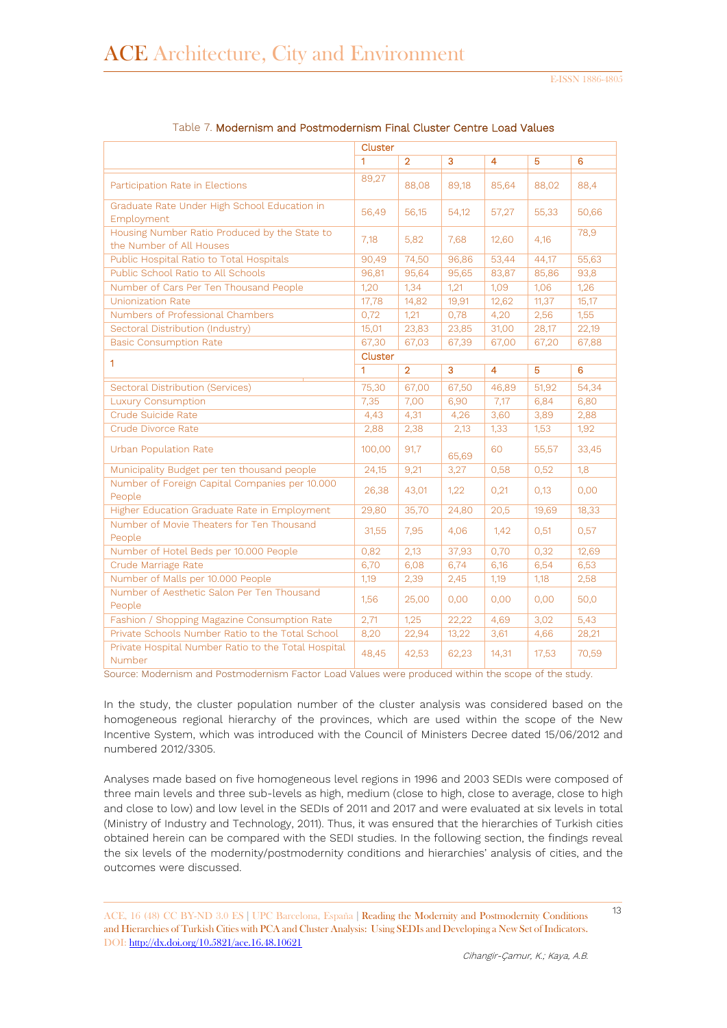Table 7. **Modernism and Postmodernism Final Cluster Centre Load Values**

| | Cluster | | | | | |
|---|---|---|---|---|---|---|
| | 1 | 2 | 3 | 4 | 5 | 6 |
| Participation Rate in Elections | 89,27 | 88,08 | 89,18 | 85,64 | 88,02 | 88,4 |
| Graduate Rate Under High School Education in Employment | 56,49 | 56,15 | 54,12 | 57,27 | 55,33 | 50,66 |
| Housing Number Ratio Produced by the State to the Number of All Houses | 7,18 | 5,82 | 7,68 | 12,60 | 4,16 | 78,9 |
| Public Hospital Ratio to Total Hospitals | 90,49 | 74,50 | 96,86 | 53,44 | 44,17 | 55,63 |
| Public School Ratio to All Schools | 96,81 | 95,64 | 95,65 | 83,87 | 85,86 | 93,8 |
| Number of Cars Per Ten Thousand People | 1,20 | 1,34 | 1,21 | 1,09 | 1,06 | 1,26 |
| Unionization Rate | 17,78 | 14,82 | 19,91 | 12,62 | 11,37 | 15,17 |
| Numbers of Professional Chambers | 0,72 | 1,21 | 0,78 | 4,20 | 2,56 | 1,55 |
| Sectoral Distribution (Industry) | 15,01 | 23,83 | 23,85 | 31,00 | 28,17 | 22,19 |
| Basic Consumption Rate | 67,30 | 67,03 | 67,39 | 67,00 | 67,20 | 67,88 |
| 1 | Cluster | | | | | |
| | 1 | 2 | 3 | 4 | 5 | 6 |
| Sectoral Distribution (Services) | 75,30 | 67,00 | 67,50 | 46,89 | 51,92 | 54,34 |
| Luxury Consumption | 7,35 | 7,00 | 6,90 | 7,17 | 6,84 | 6,80 |
| Crude Suicide Rate | 4,43 | 4,31 | 4,26 | 3,60 | 3,89 | 2,88 |
| Crude Divorce Rate | 2,88 | 2,38 | 2,13 | 1,33 | 1,53 | 1,92 |
| Urban Population Rate | 100,00 | 91,7 | 65,69 | 60 | 55,57 | 33,45 |
| Municipality Budget per ten thousand people | 24,15 | 9,21 | 3,27 | 0,58 | 0,52 | 1,8 |
| Number of Foreign Capital Companies per 10.000 People | 26,38 | 43,01 | 1,22 | 0,21 | 0,13 | 0,00 |
| Higher Education Graduate Rate in Employment | 29,80 | 35,70 | 24,80 | 20,5 | 19,69 | 18,33 |
| Number of Movie Theaters for Ten Thousand People | 31,55 | 7,95 | 4,06 | 1,42 | 0,51 | 0,57 |
| Number of Hotel Beds per 10.000 People | 0,82 | 2,13 | 37,93 | 0,70 | 0,32 | 12,69 |
| Crude Marriage Rate | 6,70 | 6,08 | 6,74 | 6,16 | 6,54 | 6,53 |
| Number of Malls per 10.000 People | 1,19 | 2,39 | 2,45 | 1,19 | 1,18 | 2,58 |
| Number of Aesthetic Salon Per Ten Thousand People | 1,56 | 25,00 | 0,00 | 0,00 | 0,00 | 50,0 |
| Fashion / Shopping Magazine Consumption Rate | 2,71 | 1,25 | 22,22 | 4,69 | 3,02 | 5,43 |
| Private Schools Number Ratio to the Total School | 8,20 | 22,94 | 13,22 | 3,61 | 4,66 | 28,21 |
| Private Hospital Number Ratio to the Total Hospital Number | 48,45 | 42,53 | 62,23 | 14,31 | 17,53 | 70,59 |

Source: Modernism and Postmodernism Factor Load Values were produced within the scope of the study.

In the study, the cluster population number of the cluster analysis was considered based on the homogeneous regional hierarchy of the provinces, which are used within the scope of the New Incentive System, which was introduced with the Council of Ministers Decree dated 15/06/2012 and numbered 2012/3305.

Analyses made based on five homogeneous level regions in 1996 and 2003 SEDIs were composed of three main levels and three sub-levels as high, medium (close to high, close to average, close to high and close to low) and low level in the SEDIs of 2011 and 2017 and were evaluated at six levels in total (Ministry of Industry and Technology, 2011). Thus, it was ensured that the hierarchies of Turkish cities obtained herein can be compared with the SEDI studies. In the following section, the findings reveal the six levels of the modernity/postmodernity conditions and hierarchies' analysis of cities, and the outcomes were discussed.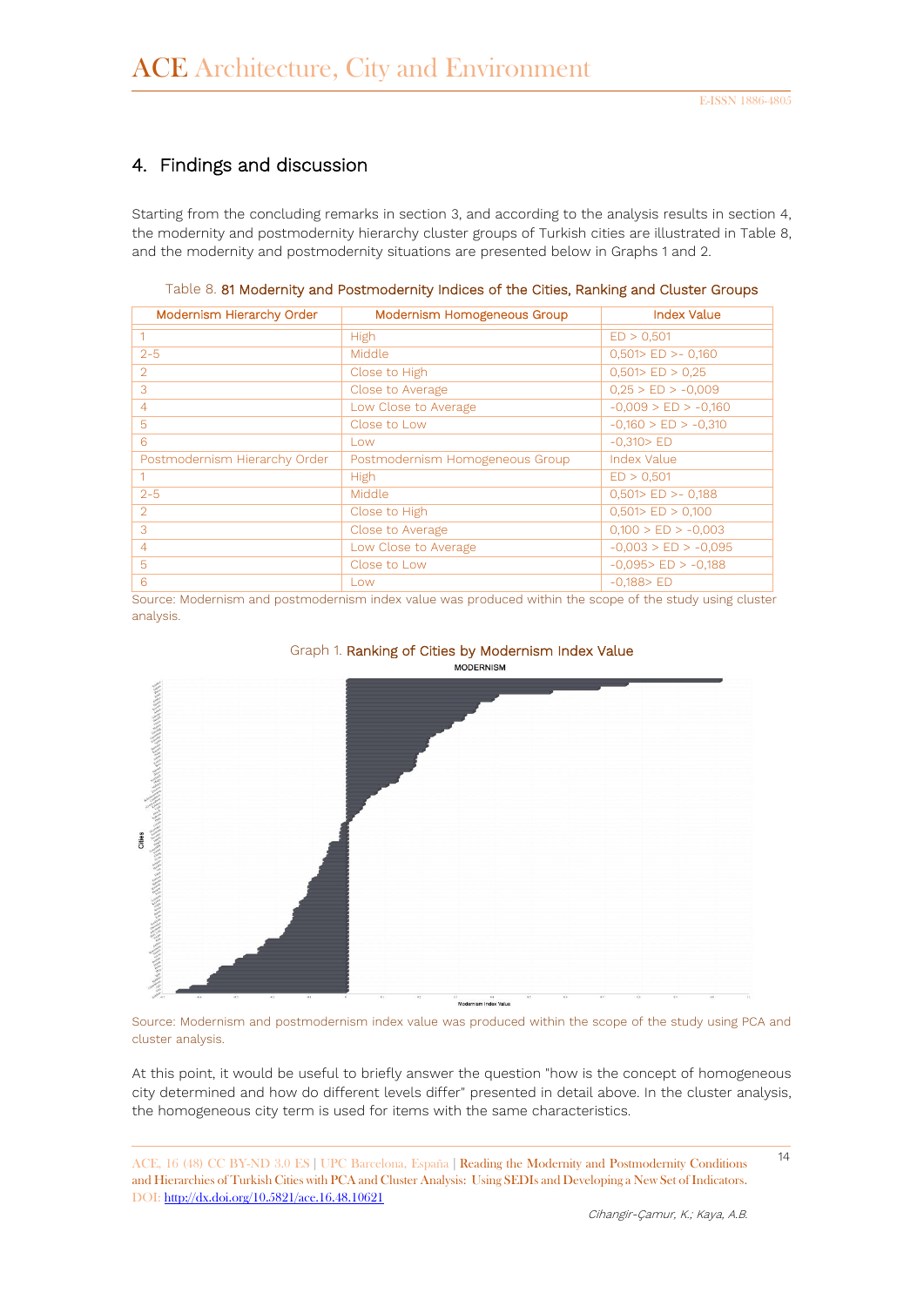## 4. Findings and discussion

Starting from the concluding remarks in section 3, and according to the analysis results in section 4, the modernity and postmodernity hierarchy cluster groups of Turkish cities are illustrated in Table 8, and the modernity and postmodernity situations are presented below in Graphs 1 and 2.

Table 8. 81 Modernity and Postmodernity Indices of the Cities, Ranking and Cluster Groups

| Modernism Hierarchy Order | Modernism Homogeneous Group | Index Value |
|---|---|---|
| 1 | High | ED > 0,501 |
| 2-5 | Middle | 0,501> ED >- 0,160 |
| 2 | Close to High | 0,501> ED > 0,25 |
| 3 | Close to Average | 0,25 > ED > -0,009 |
| 4 | Low Close to Average | -0,009 > ED > -0,160 |
| 5 | Close to Low | -0,160 > ED > -0,310 |
| 6 | Low | -0,310> ED |
| Postmodernism Hierarchy Order | Postmodernism Homogeneous Group | Index Value |
| 1 | High | ED > 0,501 |
| 2-5 | Middle | 0,501> ED >- 0,188 |
| 2 | Close to High | 0,501> ED > 0,100 |
| 3 | Close to Average | 0,100 > ED > -0,003 |
| 4 | Low Close to Average | -0,003 > ED > -0,095 |
| 5 | Close to Low | -0,095> ED > -0,188 |
| 6 | Low | -0,188> ED |

Source: Modernism and postmodernism index value was produced within the scope of the study using cluster analysis.

Graph 1. Ranking of Cities by Modernism Index Value

Source: Modernism and postmodernism index value was produced within the scope of the study using PCA and cluster analysis.

At this point, it would be useful to briefly answer the question "how is the concept of homogeneous city determined and how do different levels differ" presented in detail above. In the cluster analysis, the homogeneous city term is used for items with the same characteristics.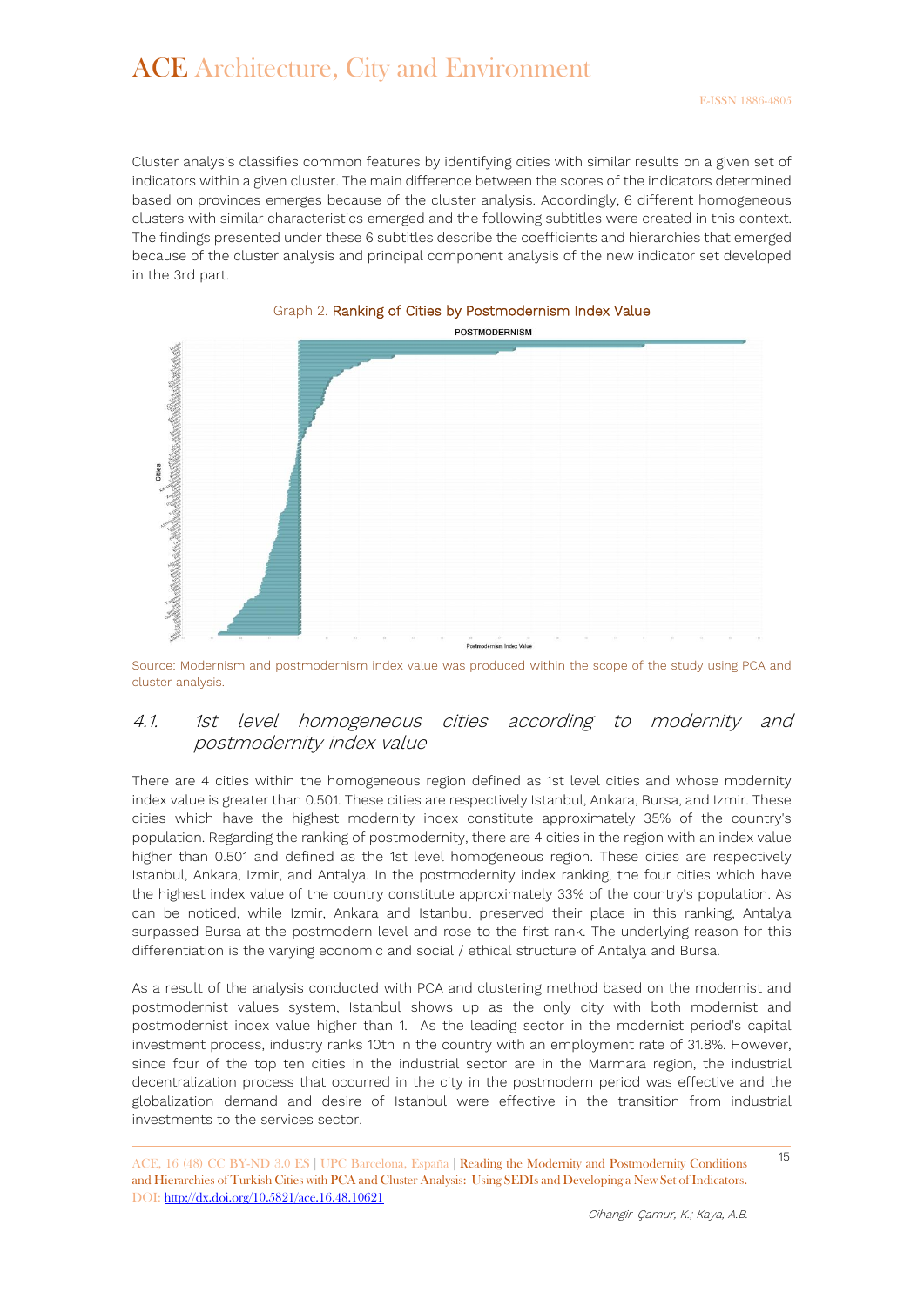Cluster analysis classifies common features by identifying cities with similar results on a given set of indicators within a given cluster. The main difference between the scores of the indicators determined based on provinces emerges because of the cluster analysis. Accordingly, 6 different homogeneous clusters with similar characteristics emerged and the following subtitles were created in this context. The findings presented under these 6 subtitles describe the coefficients and hierarchies that emerged because of the cluster analysis and principal component analysis of the new indicator set developed in the 3rd part.

Graph 2. **Ranking of Cities by Postmodernism Index Value**

Source: Modernism and postmodernism index value was produced within the scope of the study using PCA and cluster analysis.

## 4.1. *1st level homogeneous cities according to modernity and postmodernity index value*

There are 4 cities within the homogeneous region defined as 1st level cities and whose modernity index value is greater than 0.501. These cities are respectively Istanbul, Ankara, Bursa, and Izmir. These cities which have the highest modernity index constitute approximately 35% of the country's population. Regarding the ranking of postmodernity, there are 4 cities in the region with an index value higher than 0.501 and defined as the 1st level homogeneous region. These cities are respectively Istanbul, Ankara, Izmir, and Antalya. In the postmodernity index ranking, the four cities which have the highest index value of the country constitute approximately 33% of the country's population. As can be noticed, while Izmir, Ankara and Istanbul preserved their place in this ranking, Antalya surpassed Bursa at the postmodern level and rose to the first rank. The underlying reason for this differentiation is the varying economic and social / ethical structure of Antalya and Bursa.

As a result of the analysis conducted with PCA and clustering method based on the modernist and postmodernist values system, Istanbul shows up as the only city with both modernist and postmodernist index value higher than 1. As the leading sector in the modernist period's capital investment process, industry ranks 10th in the country with an employment rate of 31.8%. However, since four of the top ten cities in the industrial sector are in the Marmara region, the industrial decentralization process that occurred in the city in the postmodern period was effective and the globalization demand and desire of Istanbul were effective in the transition from industrial investments to the services sector.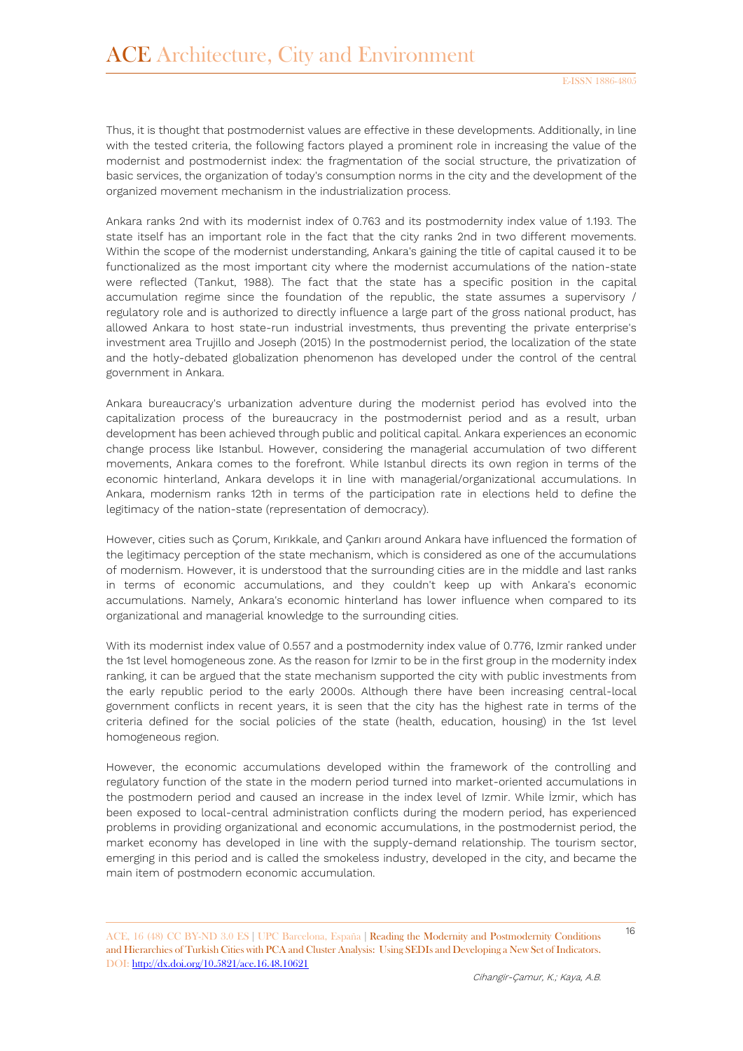Thus, it is thought that postmodernist values are effective in these developments. Additionally, in line with the tested criteria, the following factors played a prominent role in increasing the value of the modernist and postmodernist index: the fragmentation of the social structure, the privatization of basic services, the organization of today's consumption norms in the city and the development of the organized movement mechanism in the industrialization process.

Ankara ranks 2nd with its modernist index of 0.763 and its postmodernity index value of 1.193. The state itself has an important role in the fact that the city ranks 2nd in two different movements. Within the scope of the modernist understanding, Ankara's gaining the title of capital caused it to be functionalized as the most important city where the modernist accumulations of the nation-state were reflected (Tankut, 1988). The fact that the state has a specific position in the capital accumulation regime since the foundation of the republic, the state assumes a supervisory / regulatory role and is authorized to directly influence a large part of the gross national product, has allowed Ankara to host state-run industrial investments, thus preventing the private enterprise's investment area Trujillo and Joseph (2015) In the postmodernist period, the localization of the state and the hotly-debated globalization phenomenon has developed under the control of the central government in Ankara.

Ankara bureaucracy's urbanization adventure during the modernist period has evolved into the capitalization process of the bureaucracy in the postmodernist period and as a result, urban development has been achieved through public and political capital. Ankara experiences an economic change process like Istanbul. However, considering the managerial accumulation of two different movements, Ankara comes to the forefront. While Istanbul directs its own region in terms of the economic hinterland, Ankara develops it in line with managerial/organizational accumulations. In Ankara, modernism ranks 12th in terms of the participation rate in elections held to define the legitimacy of the nation-state (representation of democracy).

However, cities such as Çorum, Kırıkkale, and Çankırı around Ankara have influenced the formation of the legitimacy perception of the state mechanism, which is considered as one of the accumulations of modernism. However, it is understood that the surrounding cities are in the middle and last ranks in terms of economic accumulations, and they couldn't keep up with Ankara's economic accumulations. Namely, Ankara's economic hinterland has lower influence when compared to its organizational and managerial knowledge to the surrounding cities.

With its modernist index value of 0.557 and a postmodernity index value of 0.776, Izmir ranked under the 1st level homogeneous zone. As the reason for Izmir to be in the first group in the modernity index ranking, it can be argued that the state mechanism supported the city with public investments from the early republic period to the early 2000s. Although there have been increasing central-local government conflicts in recent years, it is seen that the city has the highest rate in terms of the criteria defined for the social policies of the state (health, education, housing) in the 1st level homogeneous region.

However, the economic accumulations developed within the framework of the controlling and regulatory function of the state in the modern period turned into market-oriented accumulations in the postmodern period and caused an increase in the index level of Izmir. While İzmir, which has been exposed to local-central administration conflicts during the modern period, has experienced problems in providing organizational and economic accumulations, in the postmodernist period, the market economy has developed in line with the supply-demand relationship. The tourism sector, emerging in this period and is called the smokeless industry, developed in the city, and became the main item of postmodern economic accumulation.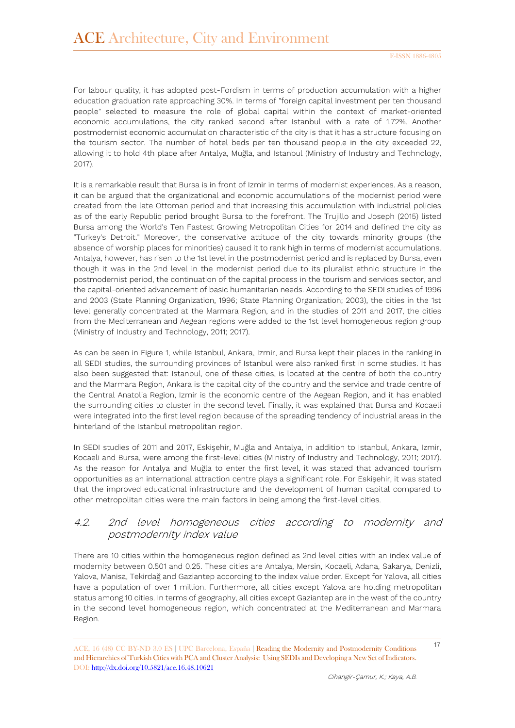For labour quality, it has adopted post-Fordism in terms of production accumulation with a higher education graduation rate approaching 30%. In terms of "foreign capital investment per ten thousand people" selected to measure the role of global capital within the context of market-oriented economic accumulations, the city ranked second after Istanbul with a rate of 1.72%. Another postmodernist economic accumulation characteristic of the city is that it has a structure focusing on the tourism sector. The number of hotel beds per ten thousand people in the city exceeded 22, allowing it to hold 4th place after Antalya, Muğla, and Istanbul (Ministry of Industry and Technology, 2017).

It is a remarkable result that Bursa is in front of Izmir in terms of modernist experiences. As a reason, it can be argued that the organizational and economic accumulations of the modernist period were created from the late Ottoman period and that increasing this accumulation with industrial policies as of the early Republic period brought Bursa to the forefront. The Trujillo and Joseph (2015) listed Bursa among the World's Ten Fastest Growing Metropolitan Cities for 2014 and defined the city as "Turkey's Detroit." Moreover, the conservative attitude of the city towards minority groups (the absence of worship places for minorities) caused it to rank high in terms of modernist accumulations. Antalya, however, has risen to the 1st level in the postmodernist period and is replaced by Bursa, even though it was in the 2nd level in the modernist period due to its pluralist ethnic structure in the postmodernist period, the continuation of the capital process in the tourism and services sector, and the capital-oriented advancement of basic humanitarian needs. According to the SEDI studies of 1996 and 2003 (State Planning Organization, 1996; State Planning Organization; 2003), the cities in the 1st level generally concentrated at the Marmara Region, and in the studies of 2011 and 2017, the cities from the Mediterranean and Aegean regions were added to the 1st level homogeneous region group (Ministry of Industry and Technology, 2011; 2017).

As can be seen in Figure 1, while Istanbul, Ankara, Izmir, and Bursa kept their places in the ranking in all SEDI studies, the surrounding provinces of Istanbul were also ranked first in some studies. It has also been suggested that: Istanbul, one of these cities, is located at the centre of both the country and the Marmara Region, Ankara is the capital city of the country and the service and trade centre of the Central Anatolia Region, Izmir is the economic centre of the Aegean Region, and it has enabled the surrounding cities to cluster in the second level. Finally, it was explained that Bursa and Kocaeli were integrated into the first level region because of the spreading tendency of industrial areas in the hinterland of the Istanbul metropolitan region.

In SEDI studies of 2011 and 2017, Eskişehir, Muğla and Antalya, in addition to Istanbul, Ankara, Izmir, Kocaeli and Bursa, were among the first-level cities (Ministry of Industry and Technology, 2011; 2017). As the reason for Antalya and Muğla to enter the first level, it was stated that advanced tourism opportunities as an international attraction centre plays a significant role. For Eskişehir, it was stated that the improved educational infrastructure and the development of human capital compared to other metropolitan cities were the main factors in being among the first-level cities.

## 4.2. 2nd level homogeneous cities according to modernity and postmodernity index value

There are 10 cities within the homogeneous region defined as 2nd level cities with an index value of modernity between 0.501 and 0.25. These cities are Antalya, Mersin, Kocaeli, Adana, Sakarya, Denizli, Yalova, Manisa, Tekirdağ and Gaziantep according to the index value order. Except for Yalova, all cities have a population of over 1 million. Furthermore, all cities except Yalova are holding metropolitan status among 10 cities. In terms of geography, all cities except Gaziantep are in the west of the country in the second level homogeneous region, which concentrated at the Mediterranean and Marmara Region.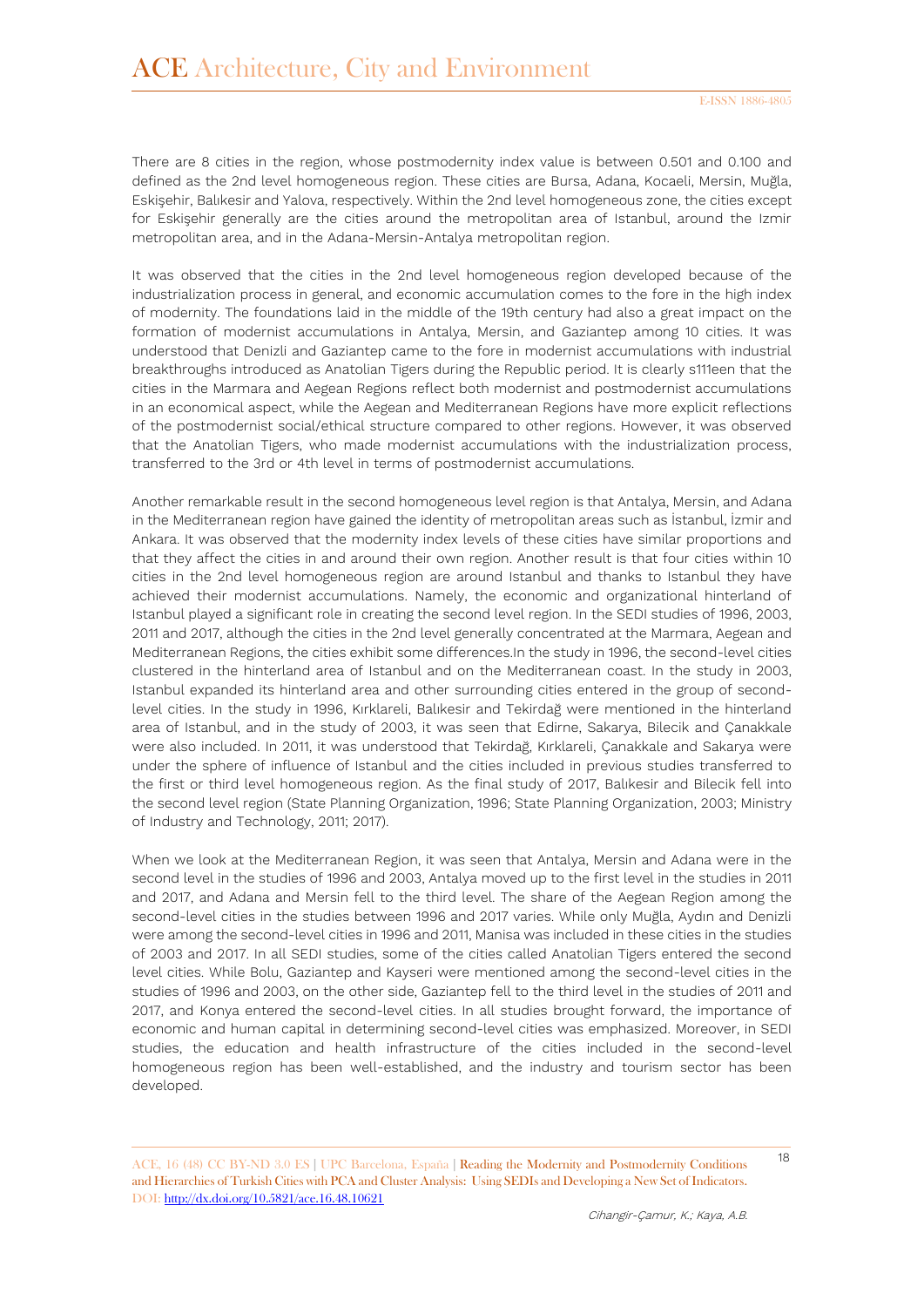There are 8 cities in the region, whose postmodernity index value is between 0.501 and 0.100 and defined as the 2nd level homogeneous region. These cities are Bursa, Adana, Kocaeli, Mersin, Muğla, Eskişehir, Balıkesir and Yalova, respectively. Within the 2nd level homogeneous zone, the cities except for Eskişehir generally are the cities around the metropolitan area of Istanbul, around the Izmir metropolitan area, and in the Adana-Mersin-Antalya metropolitan region.

It was observed that the cities in the 2nd level homogeneous region developed because of the industrialization process in general, and economic accumulation comes to the fore in the high index of modernity. The foundations laid in the middle of the 19th century had also a great impact on the formation of modernist accumulations in Antalya, Mersin, and Gaziantep among 10 cities. It was understood that Denizli and Gaziantep came to the fore in modernist accumulations with industrial breakthroughs introduced as Anatolian Tigers during the Republic period. It is clearly s111een that the cities in the Marmara and Aegean Regions reflect both modernist and postmodernist accumulations in an economical aspect, while the Aegean and Mediterranean Regions have more explicit reflections of the postmodernist social/ethical structure compared to other regions. However, it was observed that the Anatolian Tigers, who made modernist accumulations with the industrialization process, transferred to the 3rd or 4th level in terms of postmodernist accumulations.

Another remarkable result in the second homogeneous level region is that Antalya, Mersin, and Adana in the Mediterranean region have gained the identity of metropolitan areas such as İstanbul, İzmir and Ankara. It was observed that the modernity index levels of these cities have similar proportions and that they affect the cities in and around their own region. Another result is that four cities within 10 cities in the 2nd level homogeneous region are around Istanbul and thanks to Istanbul they have achieved their modernist accumulations. Namely, the economic and organizational hinterland of Istanbul played a significant role in creating the second level region. In the SEDI studies of 1996, 2003, 2011 and 2017, although the cities in the 2nd level generally concentrated at the Marmara, Aegean and Mediterranean Regions, the cities exhibit some differences.In the study in 1996, the second-level cities clustered in the hinterland area of Istanbul and on the Mediterranean coast. In the study in 2003, Istanbul expanded its hinterland area and other surrounding cities entered in the group of second-level cities. In the study in 1996, Kırklareli, Balıkesir and Tekirdağ were mentioned in the hinterland area of Istanbul, and in the study of 2003, it was seen that Edirne, Sakarya, Bilecik and Çanakkale were also included. In 2011, it was understood that Tekirdağ, Kırklareli, Çanakkale and Sakarya were under the sphere of influence of Istanbul and the cities included in previous studies transferred to the first or third level homogeneous region. As the final study of 2017, Balıkesir and Bilecik fell into the second level region (State Planning Organization, 1996; State Planning Organization, 2003; Ministry of Industry and Technology, 2011; 2017).

When we look at the Mediterranean Region, it was seen that Antalya, Mersin and Adana were in the second level in the studies of 1996 and 2003, Antalya moved up to the first level in the studies in 2011 and 2017, and Adana and Mersin fell to the third level. The share of the Aegean Region among the second-level cities in the studies between 1996 and 2017 varies. While only Muğla, Aydın and Denizli were among the second-level cities in 1996 and 2011, Manisa was included in these cities in the studies of 2003 and 2017. In all SEDI studies, some of the cities called Anatolian Tigers entered the second level cities. While Bolu, Gaziantep and Kayseri were mentioned among the second-level cities in the studies of 1996 and 2003, on the other side, Gaziantep fell to the third level in the studies of 2011 and 2017, and Konya entered the second-level cities. In all studies brought forward, the importance of economic and human capital in determining second-level cities was emphasized. Moreover, in SEDI studies, the education and health infrastructure of the cities included in the second-level homogeneous region has been well-established, and the industry and tourism sector has been developed.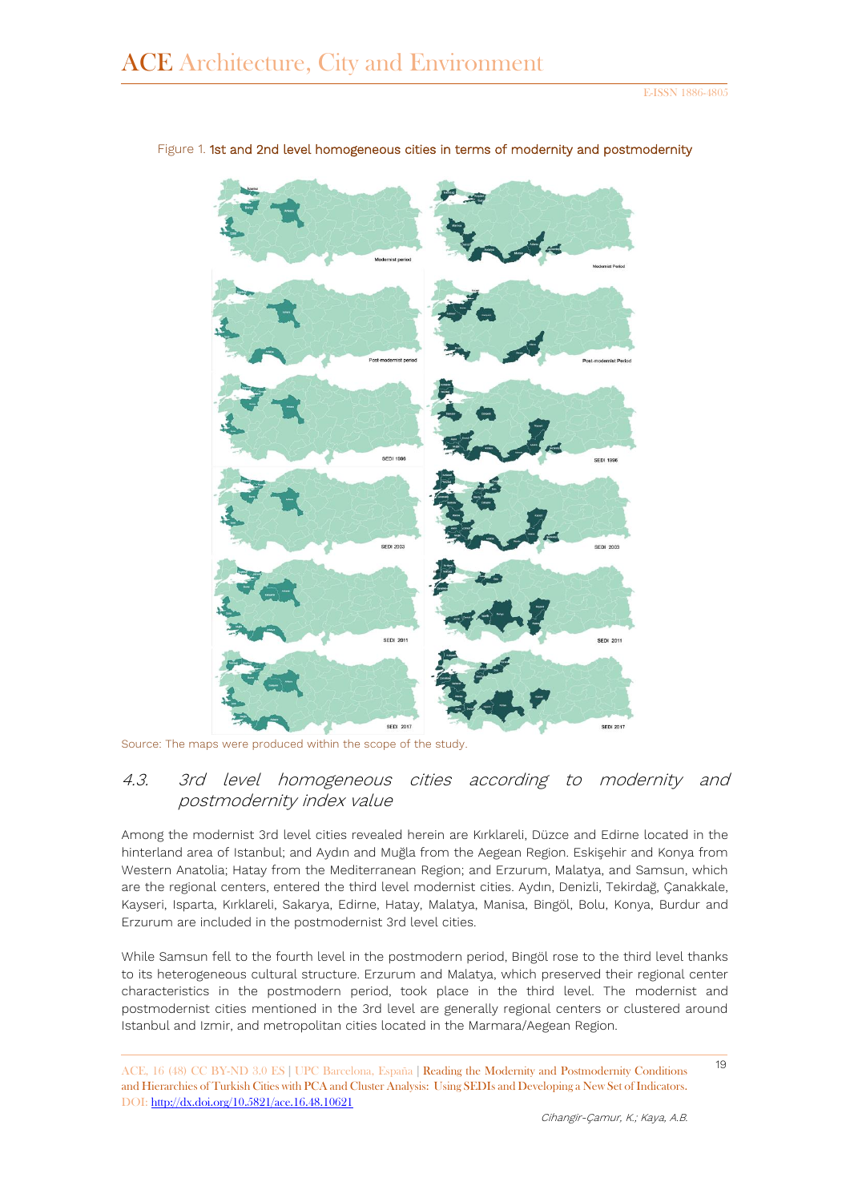Figure 1. 1st and 2nd level homogeneous cities in terms of modernity and postmodernity

Source: The maps were produced within the scope of the study.

### 4.3. 3rd level homogeneous cities according to modernity and postmodernity index value

Among the modernist 3rd level cities revealed herein are Kırklareli, Düzce and Edirne located in the hinterland area of Istanbul; and Aydın and Muğla from the Aegean Region. Eskişehir and Konya from Western Anatolia; Hatay from the Mediterranean Region; and Erzurum, Malatya, and Samsun, which are the regional centers, entered the third level modernist cities. Aydın, Denizli, Tekirdağ, Çanakkale, Kayseri, Isparta, Kırklareli, Sakarya, Edirne, Hatay, Malatya, Manisa, Bingöl, Bolu, Konya, Burdur and Erzurum are included in the postmodernist 3rd level cities.

While Samsun fell to the fourth level in the postmodern period, Bingöl rose to the third level thanks to its heterogeneous cultural structure. Erzurum and Malatya, which preserved their regional center characteristics in the postmodern period, took place in the third level. The modernist and postmodernist cities mentioned in the 3rd level are generally regional centers or clustered around Istanbul and Izmir, and metropolitan cities located in the Marmara/Aegean Region.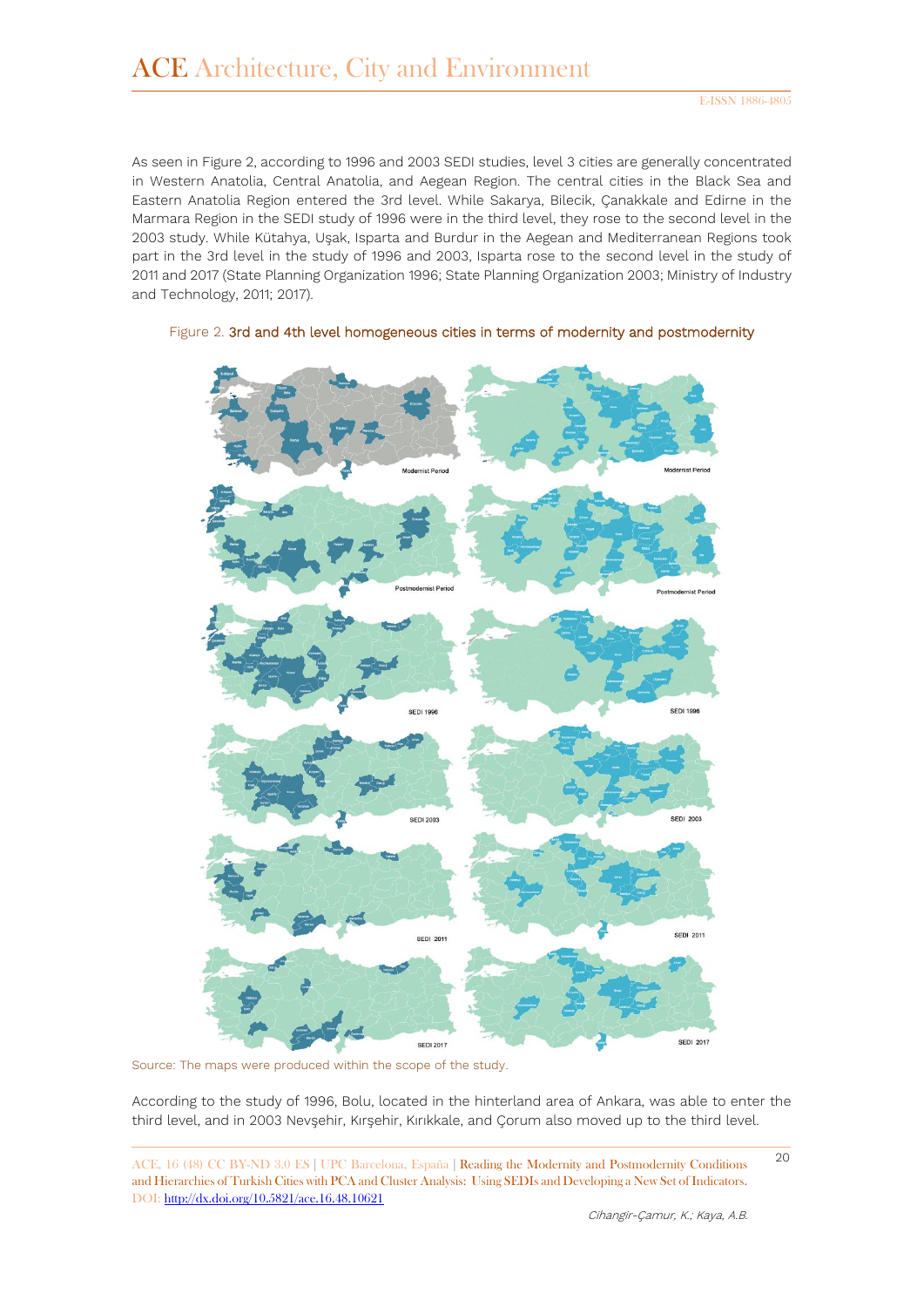As seen in Figure 2, according to 1996 and 2003 SEDI studies, level 3 cities are generally concentrated in Western Anatolia, Central Anatolia, and Aegean Region. The central cities in the Black Sea and Eastern Anatolia Region entered the 3rd level. While Sakarya, Bilecik, Çanakkale and Edirne in the Marmara Region in the SEDI study of 1996 were in the third level, they rose to the second level in the 2003 study. While Kütahya, Uşak, Isparta and Burdur in the Aegean and Mediterranean Regions took part in the 3rd level in the study of 1996 and 2003, Isparta rose to the second level in the study of 2011 and 2017 (State Planning Organization 1996; State Planning Organization 2003; Ministry of Industry and Technology, 2011; 2017).

Figure 2. 3rd and 4th level homogeneous cities in terms of modernity and postmodernity

Source: The maps were produced within the scope of the study.

According to the study of 1996, Bolu, located in the hinterland area of Ankara, was able to enter the third level, and in 2003 Nevşehir, Kırşehir, Kırıkkale, and Çorum also moved up to the third level.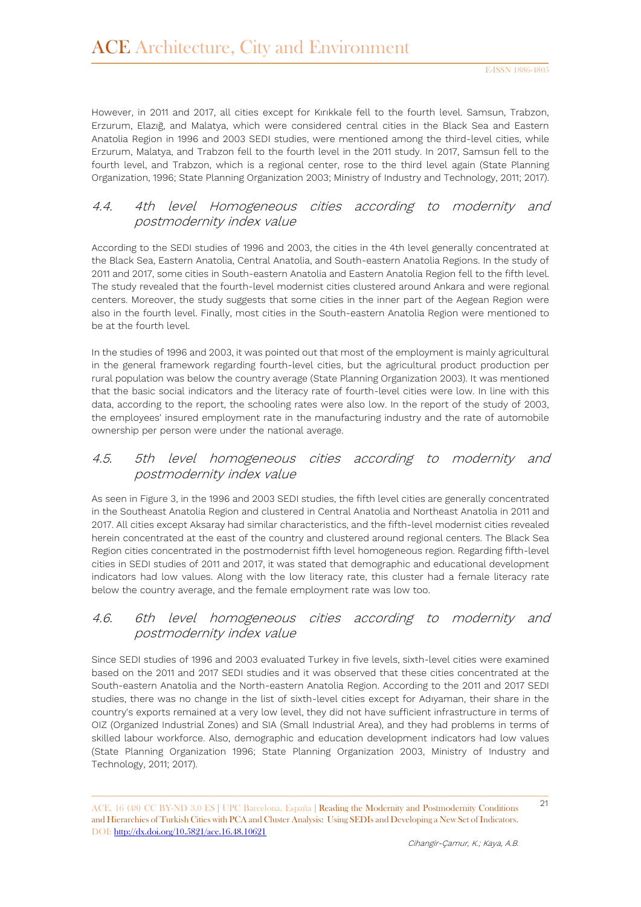However, in 2011 and 2017, all cities except for Kırıkkale fell to the fourth level. Samsun, Trabzon, Erzurum, Elazığ, and Malatya, which were considered central cities in the Black Sea and Eastern Anatolia Region in 1996 and 2003 SEDI studies, were mentioned among the third-level cities, while Erzurum, Malatya, and Trabzon fell to the fourth level in the 2011 study. In 2017, Samsun fell to the fourth level, and Trabzon, which is a regional center, rose to the third level again (State Planning Organization, 1996; State Planning Organization 2003; Ministry of Industry and Technology, 2011; 2017).

### 4.4. 4th level Homogeneous cities according to modernity and postmodernity index value

According to the SEDI studies of 1996 and 2003, the cities in the 4th level generally concentrated at the Black Sea, Eastern Anatolia, Central Anatolia, and South-eastern Anatolia Regions. In the study of 2011 and 2017, some cities in South-eastern Anatolia and Eastern Anatolia Region fell to the fifth level. The study revealed that the fourth-level modernist cities clustered around Ankara and were regional centers. Moreover, the study suggests that some cities in the inner part of the Aegean Region were also in the fourth level. Finally, most cities in the South-eastern Anatolia Region were mentioned to be at the fourth level.

In the studies of 1996 and 2003, it was pointed out that most of the employment is mainly agricultural in the general framework regarding fourth-level cities, but the agricultural product production per rural population was below the country average (State Planning Organization 2003). It was mentioned that the basic social indicators and the literacy rate of fourth-level cities were low. In line with this data, according to the report, the schooling rates were also low. In the report of the study of 2003, the employees' insured employment rate in the manufacturing industry and the rate of automobile ownership per person were under the national average.

### 4.5. 5th level homogeneous cities according to modernity and postmodernity index value

As seen in Figure 3, in the 1996 and 2003 SEDI studies, the fifth level cities are generally concentrated in the Southeast Anatolia Region and clustered in Central Anatolia and Northeast Anatolia in 2011 and 2017. All cities except Aksaray had similar characteristics, and the fifth-level modernist cities revealed herein concentrated at the east of the country and clustered around regional centers. The Black Sea Region cities concentrated in the postmodernist fifth level homogeneous region. Regarding fifth-level cities in SEDI studies of 2011 and 2017, it was stated that demographic and educational development indicators had low values. Along with the low literacy rate, this cluster had a female literacy rate below the country average, and the female employment rate was low too.

### 4.6. 6th level homogeneous cities according to modernity and postmodernity index value

Since SEDI studies of 1996 and 2003 evaluated Turkey in five levels, sixth-level cities were examined based on the 2011 and 2017 SEDI studies and it was observed that these cities concentrated at the South-eastern Anatolia and the North-eastern Anatolia Region. According to the 2011 and 2017 SEDI studies, there was no change in the list of sixth-level cities except for Adıyaman, their share in the country's exports remained at a very low level, they did not have sufficient infrastructure in terms of OIZ (Organized Industrial Zones) and SIA (Small Industrial Area), and they had problems in terms of skilled labour workforce. Also, demographic and education development indicators had low values (State Planning Organization 1996; State Planning Organization 2003, Ministry of Industry and Technology, 2011; 2017).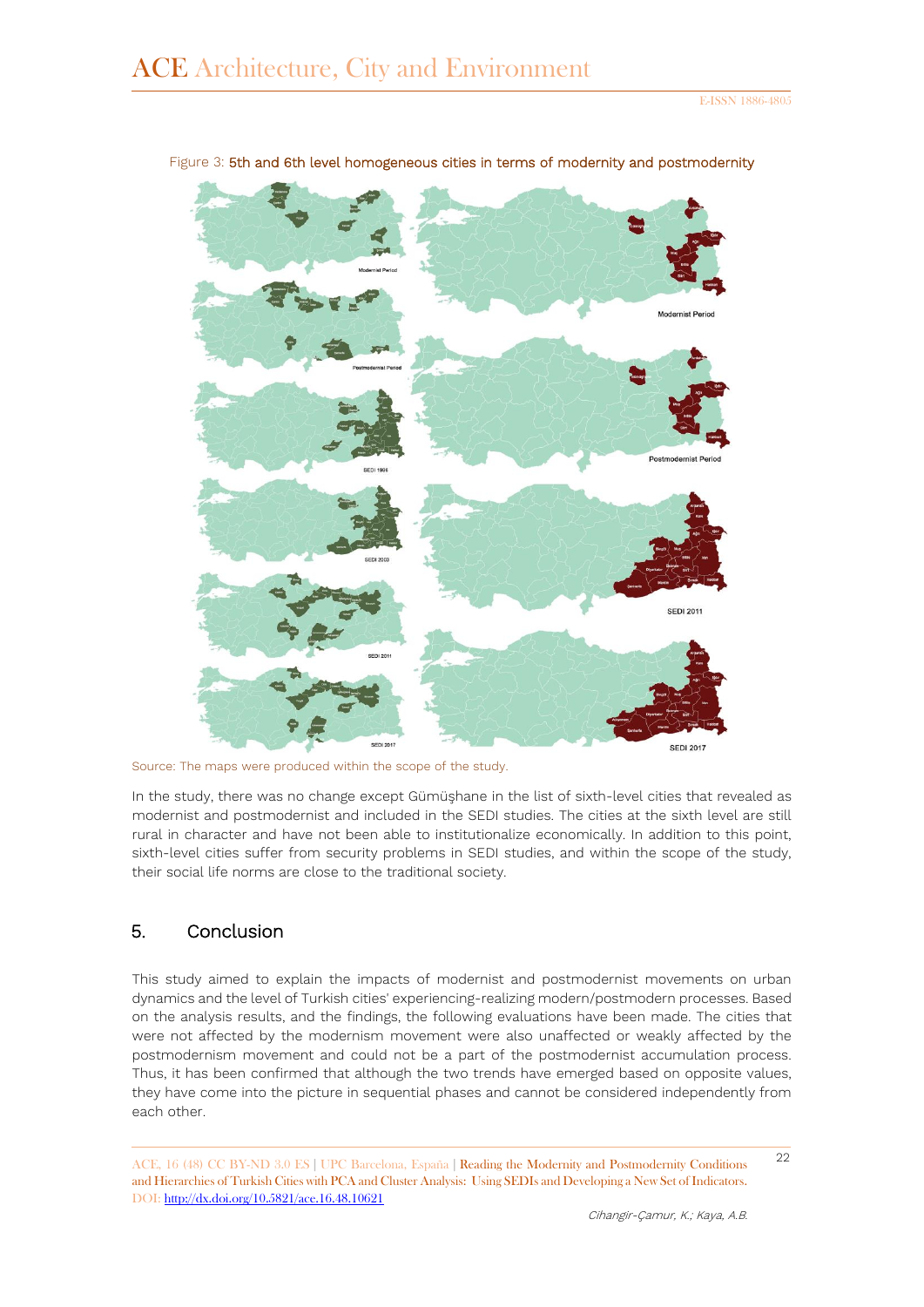Figure 3: 5th and 6th level homogeneous cities in terms of modernity and postmodernity

Source: The maps were produced within the scope of the study.

In the study, there was no change except Gümüşhane in the list of sixth-level cities that revealed as modernist and postmodernist and included in the SEDI studies. The cities at the sixth level are still rural in character and have not been able to institutionalize economically. In addition to this point, sixth-level cities suffer from security problems in SEDI studies, and within the scope of the study, their social life norms are close to the traditional society.

## 5. Conclusion

This study aimed to explain the impacts of modernist and postmodernist movements on urban dynamics and the level of Turkish cities' experiencing-realizing modern/postmodern processes. Based on the analysis results, and the findings, the following evaluations have been made. The cities that were not affected by the modernism movement were also unaffected or weakly affected by the postmodernism movement and could not be a part of the postmodernist accumulation process. Thus, it has been confirmed that although the two trends have emerged based on opposite values, they have come into the picture in sequential phases and cannot be considered independently from each other.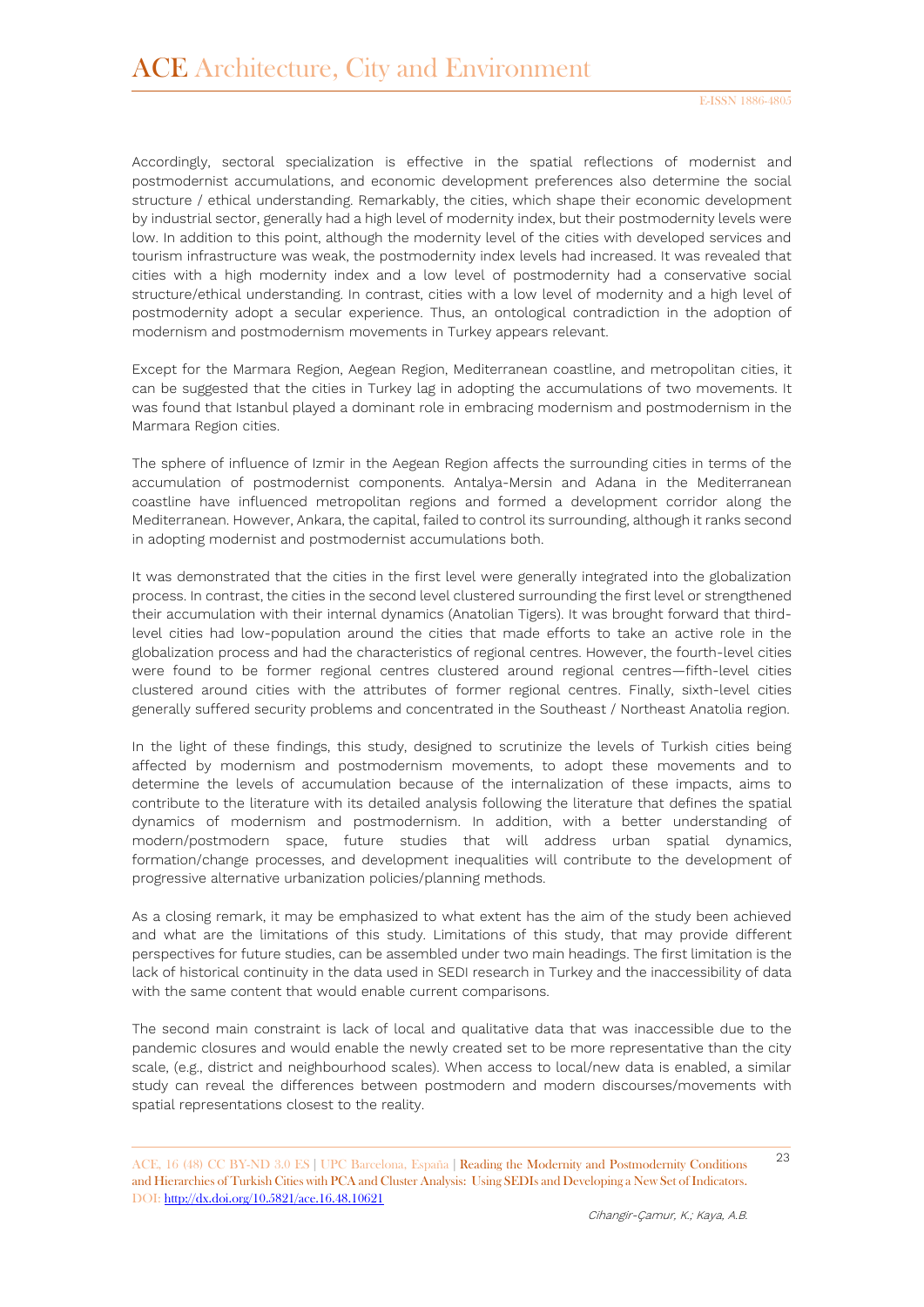Accordingly, sectoral specialization is effective in the spatial reflections of modernist and postmodernist accumulations, and economic development preferences also determine the social structure / ethical understanding. Remarkably, the cities, which shape their economic development by industrial sector, generally had a high level of modernity index, but their postmodernity levels were low. In addition to this point, although the modernity level of the cities with developed services and tourism infrastructure was weak, the postmodernity index levels had increased. It was revealed that cities with a high modernity index and a low level of postmodernity had a conservative social structure/ethical understanding. In contrast, cities with a low level of modernity and a high level of postmodernity adopt a secular experience. Thus, an ontological contradiction in the adoption of modernism and postmodernism movements in Turkey appears relevant.

Except for the Marmara Region, Aegean Region, Mediterranean coastline, and metropolitan cities, it can be suggested that the cities in Turkey lag in adopting the accumulations of two movements. It was found that Istanbul played a dominant role in embracing modernism and postmodernism in the Marmara Region cities.

The sphere of influence of Izmir in the Aegean Region affects the surrounding cities in terms of the accumulation of postmodernist components. Antalya-Mersin and Adana in the Mediterranean coastline have influenced metropolitan regions and formed a development corridor along the Mediterranean. However, Ankara, the capital, failed to control its surrounding, although it ranks second in adopting modernist and postmodernist accumulations both.

It was demonstrated that the cities in the first level were generally integrated into the globalization process. In contrast, the cities in the second level clustered surrounding the first level or strengthened their accumulation with their internal dynamics (Anatolian Tigers). It was brought forward that third-level cities had low-population around the cities that made efforts to take an active role in the globalization process and had the characteristics of regional centres. However, the fourth-level cities were found to be former regional centres clustered around regional centres—fifth-level cities clustered around cities with the attributes of former regional centres. Finally, sixth-level cities generally suffered security problems and concentrated in the Southeast / Northeast Anatolia region.

In the light of these findings, this study, designed to scrutinize the levels of Turkish cities being affected by modernism and postmodernism movements, to adopt these movements and to determine the levels of accumulation because of the internalization of these impacts, aims to contribute to the literature with its detailed analysis following the literature that defines the spatial dynamics of modernism and postmodernism. In addition, with a better understanding of modern/postmodern space, future studies that will address urban spatial dynamics, formation/change processes, and development inequalities will contribute to the development of progressive alternative urbanization policies/planning methods.

As a closing remark, it may be emphasized to what extent has the aim of the study been achieved and what are the limitations of this study. Limitations of this study, that may provide different perspectives for future studies, can be assembled under two main headings. The first limitation is the lack of historical continuity in the data used in SEDI research in Turkey and the inaccessibility of data with the same content that would enable current comparisons.

The second main constraint is lack of local and qualitative data that was inaccessible due to the pandemic closures and would enable the newly created set to be more representative than the city scale, (e.g., district and neighbourhood scales). When access to local/new data is enabled, a similar study can reveal the differences between postmodern and modern discourses/movements with spatial representations closest to the reality.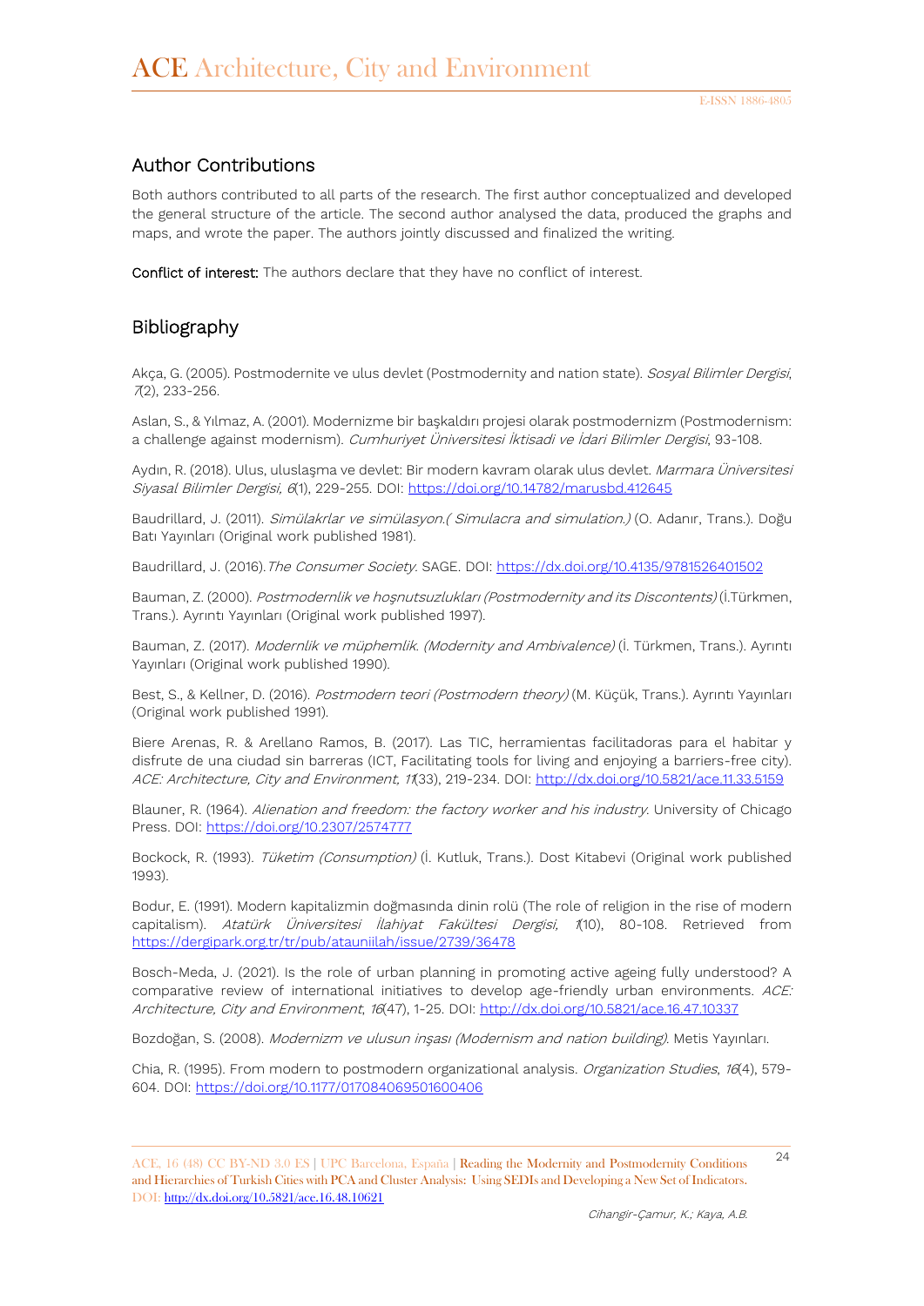## Author Contributions

Both authors contributed to all parts of the research. The first author conceptualized and developed the general structure of the article. The second author analysed the data, produced the graphs and maps, and wrote the paper. The authors jointly discussed and finalized the writing.

**Conflict of interest:** The authors declare that they have no conflict of interest.

## Bibliography

Akça, G. (2005). Postmodernite ve ulus devlet (Postmodernity and nation state). *Sosyal Bilimler Dergisi*, *7*(2), 233-256.

Aslan, S., & Yılmaz, A. (2001). Modernizme bir başkaldırı projesi olarak postmodernizm (Postmodernism: a challenge against modernism). *Cumhuriyet Üniversitesi İktisadi ve İdari Bilimler Dergisi*, 93-108.

Aydın, R. (2018). Ulus, uluslaşma ve devlet: Bir modern kavram olarak ulus devlet. *Marmara Üniversitesi Siyasal Bilimler Dergisi, 6*(1), 229-255. DOI: https://doi.org/10.14782/marusbd.412645

Baudrillard, J. (2011). *Simülakrlar ve simülasyon.( Simulacra and simulation.)* (O. Adanır, Trans.). Doğu Batı Yayınları (Original work published 1981).

Baudrillard, J. (2016). *The Consumer Society*. SAGE. DOI: https://dx.doi.org/10.4135/9781526401502

Bauman, Z. (2000). *Postmodernlik ve hoşnutsuzlukları (Postmodernity and its Discontents)* (İ.Türkmen, Trans.). Ayrıntı Yayınları (Original work published 1997).

Bauman, Z. (2017). *Modernlik ve müphemlik. (Modernity and Ambivalence)* (İ. Türkmen, Trans.). Ayrıntı Yayınları (Original work published 1990).

Best, S., & Kellner, D. (2016). *Postmodern teori (Postmodern theory)* (M. Küçük, Trans.). Ayrıntı Yayınları (Original work published 1991).

Biere Arenas, R. & Arellano Ramos, B. (2017). Las TIC, herramientas facilitadoras para el habitar y disfrute de una ciudad sin barreras (ICT, Facilitating tools for living and enjoying a barriers-free city). *ACE: Architecture, City and Environment, 11*(33), 219-234. DOI: http://dx.doi.org/10.5821/ace.11.33.5159

Blauner, R. (1964). *Alienation and freedom: the factory worker and his industry*. University of Chicago Press. DOI: https://doi.org/10.2307/2574777

Bockock, R. (1993). *Tüketim (Consumption)* (İ. Kutluk, Trans.). Dost Kitabevi (Original work published 1993).

Bodur, E. (1991). Modern kapitalizmin doğmasında dinin rolü (The role of religion in the rise of modern capitalism). *Atatürk Üniversitesi İlahiyat Fakültesi Dergisi, 1*(10), 80-108. Retrieved from https://dergipark.org.tr/tr/pub/atauniilah/issue/2739/36478

Bosch-Meda, J. (2021). Is the role of urban planning in promoting active ageing fully understood? A comparative review of international initiatives to develop age-friendly urban environments. *ACE: Architecture, City and Environment*, *16*(47), 1-25. DOI: http://dx.doi.org/10.5821/ace.16.47.10337

Bozdoğan, S. (2008). *Modernizm ve ulusun inşası (Modernism and nation building)*. Metis Yayınları.

Chia, R. (1995). From modern to postmodern organizational analysis. *Organization Studies*, *16*(4), 579-604. DOI: https://doi.org/10.1177/017084069501600406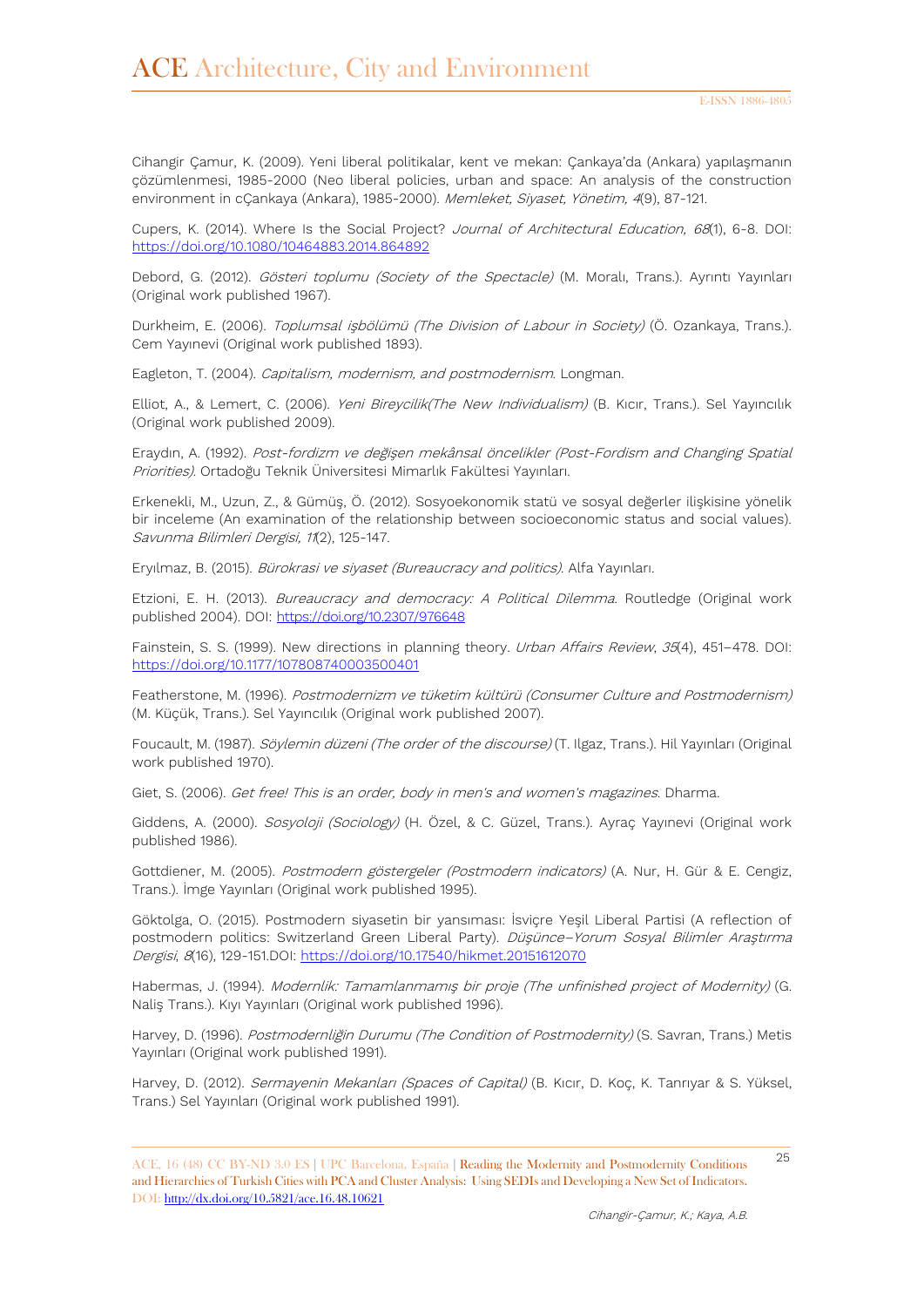Cihangir Çamur, K. (2009). Yeni liberal politikalar, kent ve mekan: Çankaya'da (Ankara) yapılaşmanın çözümlenmesi, 1985-2000 (Neo liberal policies, urban and space: An analysis of the construction environment in cÇankaya (Ankara), 1985-2000). *Memleket, Siyaset, Yönetim, 4*(9), 87-121.

Cupers, K. (2014). Where Is the Social Project? *Journal of Architectural Education, 68*(1), 6-8. DOI: https://doi.org/10.1080/10464883.2014.864892

Debord, G. (2012). *Gösteri toplumu (Society of the Spectacle)* (M. Moralı, Trans.). Ayrıntı Yayınları (Original work published 1967).

Durkheim, E. (2006). *Toplumsal işbölümü (The Division of Labour in Society)* (Ö. Ozankaya, Trans.). Cem Yayınevi (Original work published 1893).

Eagleton, T. (2004). *Capitalism, modernism, and postmodernism*. Longman.

Elliot, A., & Lemert, C. (2006). *Yeni Bireycilik(The New Individualism)* (B. Kıcır, Trans.). Sel Yayıncılık (Original work published 2009).

Eraydın, A. (1992). *Post-fordizm ve değişen mekânsal öncelikler (Post-Fordism and Changing Spatial Priorities)*. Ortadoğu Teknik Üniversitesi Mimarlık Fakültesi Yayınları.

Erkenekli, M., Uzun, Z., & Gümüş, Ö. (2012). Sosyoekonomik statü ve sosyal değerler ilişkisine yönelik bir inceleme (An examination of the relationship between socioeconomic status and social values). *Savunma Bilimleri Dergisi, 11*(2), 125-147.

Eryılmaz, B. (2015). *Bürokrasi ve siyaset (Bureaucracy and politics)*. Alfa Yayınları.

Etzioni, E. H. (2013). *Bureaucracy and democracy: A Political Dilemma*. Routledge (Original work published 2004). DOI: https://doi.org/10.2307/976648

Fainstein, S. S. (1999). New directions in planning theory. *Urban Affairs Review*, *35*(4), 451–478. DOI: https://doi.org/10.1177/107808740003500401

Featherstone, M. (1996). *Postmodernizm ve tüketim kültürü (Consumer Culture and Postmodernism)* (M. Küçük, Trans.). Sel Yayıncılık (Original work published 2007).

Foucault, M. (1987). *Söylemin düzeni (The order of the discourse)* (T. Ilgaz, Trans.). Hil Yayınları (Original work published 1970).

Giet, S. (2006). *Get free! This is an order, body in men's and women's magazines*. Dharma.

Giddens, A. (2000). *Sosyoloji (Sociology)* (H. Özel, & C. Güzel, Trans.). Ayraç Yayınevi (Original work published 1986).

Gottdiener, M. (2005). *Postmodern göstergeler (Postmodern indicators)* (A. Nur, H. Gür & E. Cengiz, Trans.). İmge Yayınları (Original work published 1995).

Göktolga, O. (2015). Postmodern siyasetin bir yansıması: İsviçre Yeşil Liberal Partisi (A reflection of postmodern politics: Switzerland Green Liberal Party). *Düşünce–Yorum Sosyal Bilimler Araştırma Dergisi*, *8*(16), 129-151.DOI: https://doi.org/10.17540/hikmet.20151612070

Habermas, J. (1994). *Modernlik: Tamamlanmamış bir proje (The unfinished project of Modernity)* (G. Naliş Trans.). Kıyı Yayınları (Original work published 1996).

Harvey, D. (1996). *Postmodernliğin Durumu (The Condition of Postmodernity)* (S. Savran, Trans.) Metis Yayınları (Original work published 1991).

Harvey, D. (2012). *Sermayenin Mekanları (Spaces of Capital)* (B. Kıcır, D. Koç, K. Tanrıyar & S. Yüksel, Trans.) Sel Yayınları (Original work published 1991).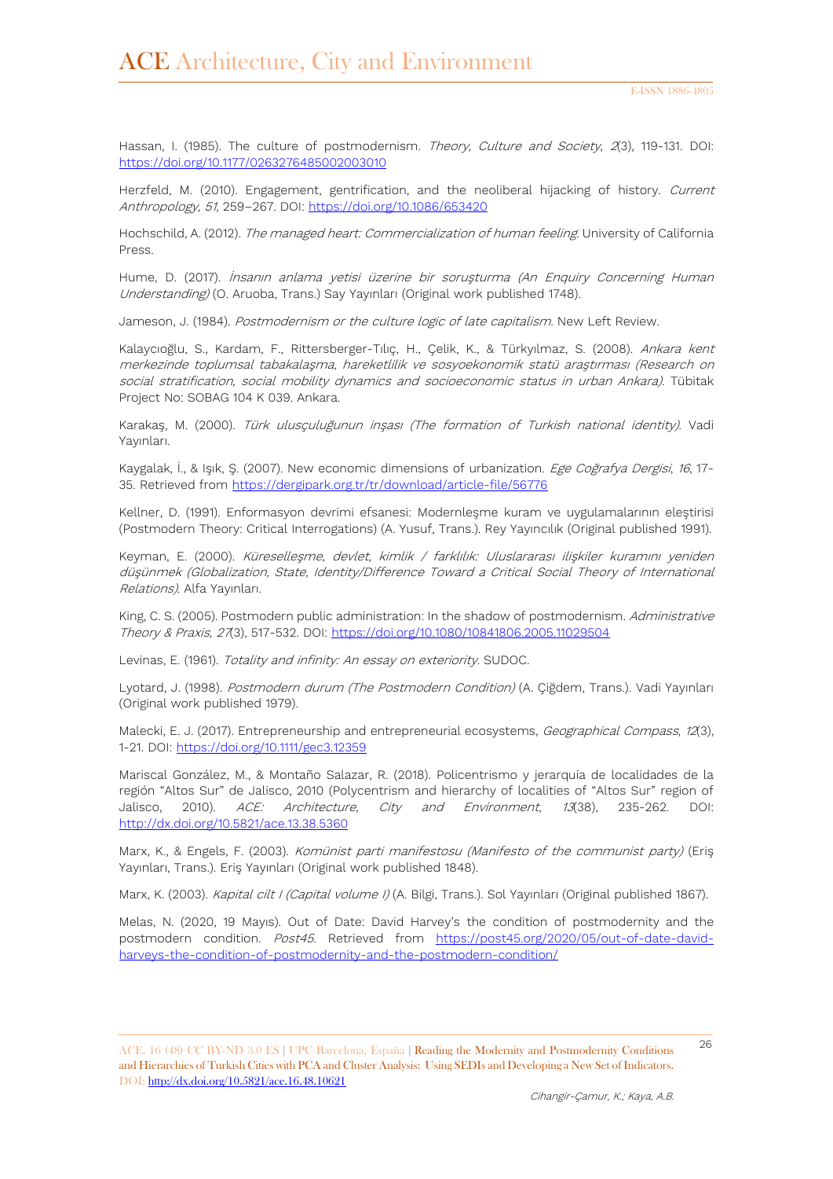Hassan, I. (1985). The culture of postmodernism. *Theory, Culture and Society*, *2*(3), 119-131. DOI: https://doi.org/10.1177/0263276485002003010

Herzfeld, M. (2010). Engagement, gentrification, and the neoliberal hijacking of history. *Current Anthropology, 51*, 259–267. DOI: https://doi.org/10.1086/653420

Hochschild, A. (2012). *The managed heart: Commercialization of human feeling*. University of California Press.

Hume, D. (2017). *İnsanın anlama yetisi üzerine bir soruşturma (An Enquiry Concerning Human Understanding)* (O. Aruoba, Trans.) Say Yayınları (Original work published 1748).

Jameson, J. (1984). *Postmodernism or the culture logic of late capitalism*. New Left Review.

Kalaycıoğlu, S., Kardam, F., Rittersberger-Tılıç, H., Çelik, K., & Türkyılmaz, S. (2008). *Ankara kent merkezinde toplumsal tabakalaşma, hareketlilik ve sosyoekonomik statü araştırması (Research on social stratification, social mobility dynamics and socioeconomic status in urban Ankara)*. Tübitak Project No: SOBAG 104 K 039. Ankara.

Karakaş, M. (2000). *Türk ulusçuluğunun inşası (The formation of Turkish national identity)*. Vadi Yayınları.

Kaygalak, İ., & Işık, Ş. (2007). New economic dimensions of urbanization. *Ege Coğrafya Dergisi*, *16*, 17-35. Retrieved from https://dergipark.org.tr/tr/download/article-file/56776

Kellner, D. (1991). Enformasyon devrimi efsanesi: Modernleşme kuram ve uygulamalarının eleştirisi (Postmodern Theory: Critical Interrogations) (A. Yusuf, Trans.). Rey Yayıncılık (Original published 1991).

Keyman, E. (2000). *Küreselleşme, devlet, kimlik / farklılık: Uluslararası ilişkiler kuramını yeniden düşünmek (Globalization, State, Identity/Difference Toward a Critical Social Theory of International Relations)*. Alfa Yayınları.

King, C. S. (2005). Postmodern public administration: In the shadow of postmodernism. *Administrative Theory & Praxis*, *27*(3), 517-532. DOI: https://doi.org/10.1080/10841806.2005.11029504

Levinas, E. (1961). *Totality and infinity: An essay on exteriority*. SUDOC.

Lyotard, J. (1998). *Postmodern durum (The Postmodern Condition)* (A. Çiğdem, Trans.). Vadi Yayınları (Original work published 1979).

Malecki, E. J. (2017). Entrepreneurship and entrepreneurial ecosystems, *Geographical Compass*, *12*(3), 1-21. DOI: https://doi.org/10.1111/gec3.12359

Mariscal González, M., & Montaño Salazar, R. (2018). Policentrismo y jerarquía de localidades de la región "Altos Sur" de Jalisco, 2010 (Polycentrism and hierarchy of localities of "Altos Sur" region of Jalisco, 2010). *ACE: Architecture, City and Environment*, *13*(38), 235-262. DOI: http://dx.doi.org/10.5821/ace.13.38.5360

Marx, K., & Engels, F. (2003). *Komünist parti manifestosu (Manifesto of the communist party)* (Eriş Yayınları, Trans.). Eriş Yayınları (Original work published 1848).

Marx, K. (2003). *Kapital cilt I (Capital volume I)* (A. Bilgi, Trans.). Sol Yayınları (Original published 1867).

Melas, N. (2020, 19 Mayıs). Out of Date: David Harvey's the condition of postmodernity and the postmodern condition. *Post45*. Retrieved from https://post45.org/2020/05/out-of-date-david-harveys-the-condition-of-postmodernity-and-the-postmodern-condition/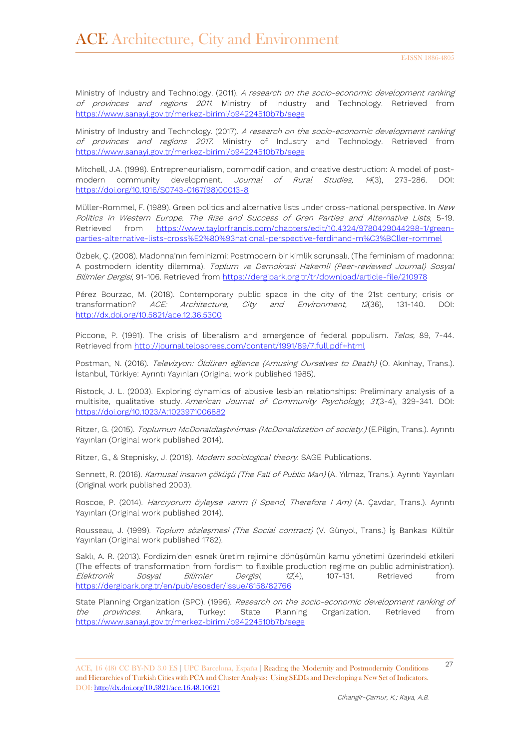Ministry of Industry and Technology. (2011). *A research on the socio-economic development ranking of provinces and regions 2011*. Ministry of Industry and Technology. Retrieved from https://www.sanayi.gov.tr/merkez-birimi/b94224510b7b/sege

Ministry of Industry and Technology. (2017). *A research on the socio-economic development ranking of provinces and regions 2017*. Ministry of Industry and Technology. Retrieved from https://www.sanayi.gov.tr/merkez-birimi/b94224510b7b/sege

Mitchell, J.A. (1998). Entrepreneurialism, commodification, and creative destruction: A model of post-modern community development. *Journal of Rural Studies, 14*(3), 273-286. DOI: https://doi.org/10.1016/S0743-0167(98)00013-8

Müller-Rommel, F. (1989). Green politics and alternative lists under cross-national perspective. In *New Politics in Western Europe. The Rise and Success of Gren Parties and Alternative Lists*, 5-19. Retrieved from https://www.taylorfrancis.com/chapters/edit/10.4324/9780429044298-1/green-parties-alternative-lists-cross%E2%80%93national-perspective-ferdinand-m%C3%BCller-rommel

Özbek, Ç. (2008). Madonna'nın feminizmi: Postmodern bir kimlik sorunsalı. (The feminism of madonna: A postmodern identity dilemma). *Toplum ve Demokrasi Hakemli (Peer-reviewed Journal) Sosyal Bilimler Dergisi*, 91-106. Retrieved from https://dergipark.org.tr/tr/download/article-file/210978

Pérez Bourzac, M. (2018). Contemporary public space in the city of the 21st century; crisis or transformation? *ACE: Architecture, City and Environment, 12*(36), 131-140. DOI: http://dx.doi.org/10.5821/ace.12.36.5300

Piccone, P. (1991). The crisis of liberalism and emergence of federal populism. *Telos,* 89, 7-44. Retrieved from http://journal.telospress.com/content/1991/89/7.full.pdf+html

Postman, N. (2016). *Televizyon: Öldüren eğlence (Amusing Ourselves to Death)* (O. Akınhay, Trans.). İstanbul, Türkiye: Ayrıntı Yayınları (Original work published 1985).

Ristock, J. L. (2003). Exploring dynamics of abusive lesbian relationships: Preliminary analysis of a multisite, qualitative study. *American Journal of Community Psychology, 31*(3-4), 329-341. DOI: https://doi.org/10.1023/A:1023971006882

Ritzer, G. (2015). *Toplumun McDonaldlaştırılması (McDonaldization of society.)* (E.Pilgin, Trans.). Ayrıntı Yayınları (Original work published 2014).

Ritzer, G., & Stepnisky, J. (2018). *Modern sociological theory*. SAGE Publications.

Sennett, R. (2016). *Kamusal insanın çöküşü (The Fall of Public Man)* (A. Yılmaz, Trans.). Ayrıntı Yayınları (Original work published 2003).

Roscoe, P. (2014). *Harcıyorum öyleyse varım (I Spend, Therefore I Am)* (A. Çavdar, Trans.). Ayrıntı Yayınları (Original work published 2014).

Rousseau, J. (1999). *Toplum sözleşmesi (The Social contract)* (V. Günyol, Trans.) İş Bankası Kültür Yayınları (Original work published 1762).

Saklı, A. R. (2013). Fordizim'den esnek üretim rejimine dönüşümün kamu yönetimi üzerindeki etkileri (The effects of transformation from fordism to flexible production regime on public administration). *Elektronik Sosyal Bilimler Dergisi, 12*(4), 107-131. Retrieved from https://dergipark.org.tr/en/pub/esosder/issue/6158/82766

State Planning Organization (SPO). (1996). *Research on the socio-economic development ranking of the provinces*. Ankara, Turkey: State Planning Organization. Retrieved from https://www.sanayi.gov.tr/merkez-birimi/b94224510b7b/sege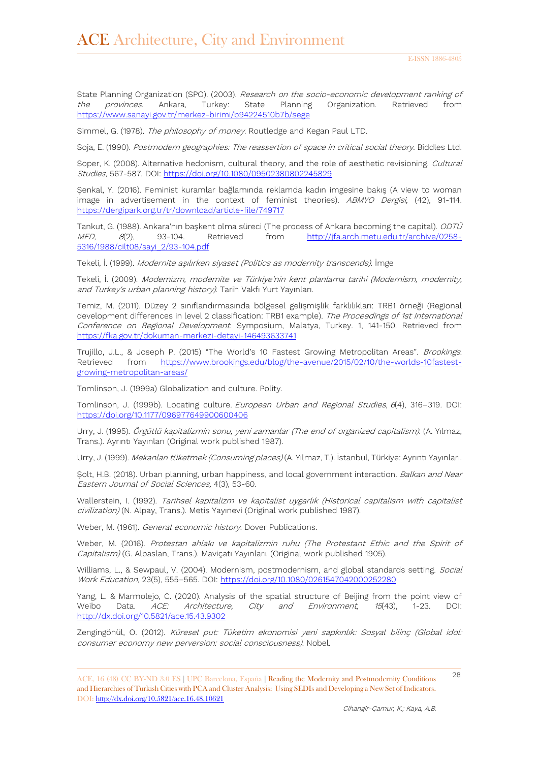State Planning Organization (SPO). (2003). *Research on the socio-economic development ranking of the provinces*. Ankara, Turkey: State Planning Organization. Retrieved from https://www.sanayi.gov.tr/merkez-birimi/b94224510b7b/sege

Simmel, G. (1978). *The philosophy of money*. Routledge and Kegan Paul LTD.

Soja, E. (1990). *Postmodern geographies: The reassertion of space in critical social theory*. Biddles Ltd.

Soper, K. (2008). Alternative hedonism, cultural theory, and the role of aesthetic revisioning. *Cultural Studies*, 567-587. DOI: https://doi.org/10.1080/09502380802245829

Şenkal, Y. (2016). Feminist kuramlar bağlamında reklamda kadın imgesine bakış (A view to woman image in advertisement in the context of feminist theories). *ABMYO Dergisi*, (42), 91-114. https://dergipark.org.tr/tr/download/article-file/749717

Tankut, G. (1988). Ankara'nın başkent olma süreci (The process of Ankara becoming the capital). *ODTÜ MFD*, *8*(2), 93-104. Retrieved from http://jfa.arch.metu.edu.tr/archive/0258-5316/1988/cilt08/sayi_2/93-104.pdf

Tekeli, İ. (1999). *Modernite aşılırken siyaset (Politics as modernity transcends)*. İmge

Tekeli, İ. (2009). *Modernizm, modernite ve Türkiye'nin kent planlama tarihi (Modernism, modernity, and Turkey's urban planning history)*. Tarih Vakfı Yurt Yayınları.

Temiz, M. (2011). Düzey 2 sınıflandırmasında bölgesel gelişmişlik farklılıkları: TRB1 örneği (Regional development differences in level 2 classification: TRB1 example). *The Proceedings of 1st International Conference on Regional Development*. Symposium, Malatya, Turkey. 1, 141-150. Retrieved from https://fka.gov.tr/dokuman-merkezi-detayi-146493633741

Trujillo, J.L., & Joseph P. (2015) "The World's 10 Fastest Growing Metropolitan Areas". *Brookings*. Retrieved from https://www.brookings.edu/blog/the-avenue/2015/02/10/the-worlds-10fastest-growing-metropolitan-areas/

Tomlinson, J. (1999a) Globalization and culture. Polity.

Tomlinson, J. (1999b). Locating culture. *European Urban and Regional Studies*, *6*(4), 316–319. DOI: https://doi.org/10.1177/096977649900600406

Urry, J. (1995). *Örgütlü kapitalizmin sonu, yeni zamanlar (The end of organized capitalism)*. (A. Yılmaz, Trans.). Ayrıntı Yayınları (Original work published 1987).

Urry, J. (1999). *Mekanları tüketmek (Consuming places)* (A. Yılmaz, T.). İstanbul, Türkiye: Ayrıntı Yayınları.

Şolt, H.B. (2018). Urban planning, urban happiness, and local government interaction. *Balkan and Near Eastern Journal of Social Sciences*, 4(3), 53-60.

Wallerstein, I. (1992). *Tarihsel kapitalizm ve kapitalist uygarlık (Historical capitalism with capitalist civilization)* (N. Alpay, Trans.). Metis Yayınevi (Original work published 1987).

Weber, M. (1961). *General economic history*. Dover Publications.

Weber, M. (2016). *Protestan ahlakı ve kapitalizmin ruhu (The Protestant Ethic and the Spirit of Capitalism)* (G. Alpaslan, Trans.). Maviçatı Yayınları. (Original work published 1905).

Williams, L., & Sewpaul, V. (2004). Modernism, postmodernism, and global standards setting. *Social Work Education*, 23(5), 555–565. DOI: https://doi.org/10.1080/0261547042000252280

Yang, L. & Marmolejo, C. (2020). Analysis of the spatial structure of Beijing from the point view of Weibo Data. *ACE: Architecture, City and Environment*, *15*(43), 1-23. DOI: http://dx.doi.org/10.5821/ace.15.43.9302

Zengingönül, O. (2012). *Küresel put: Tüketim ekonomisi yeni sapkınlık: Sosyal bilinç (Global idol: consumer economy new perversion: social consciousness)*. Nobel.